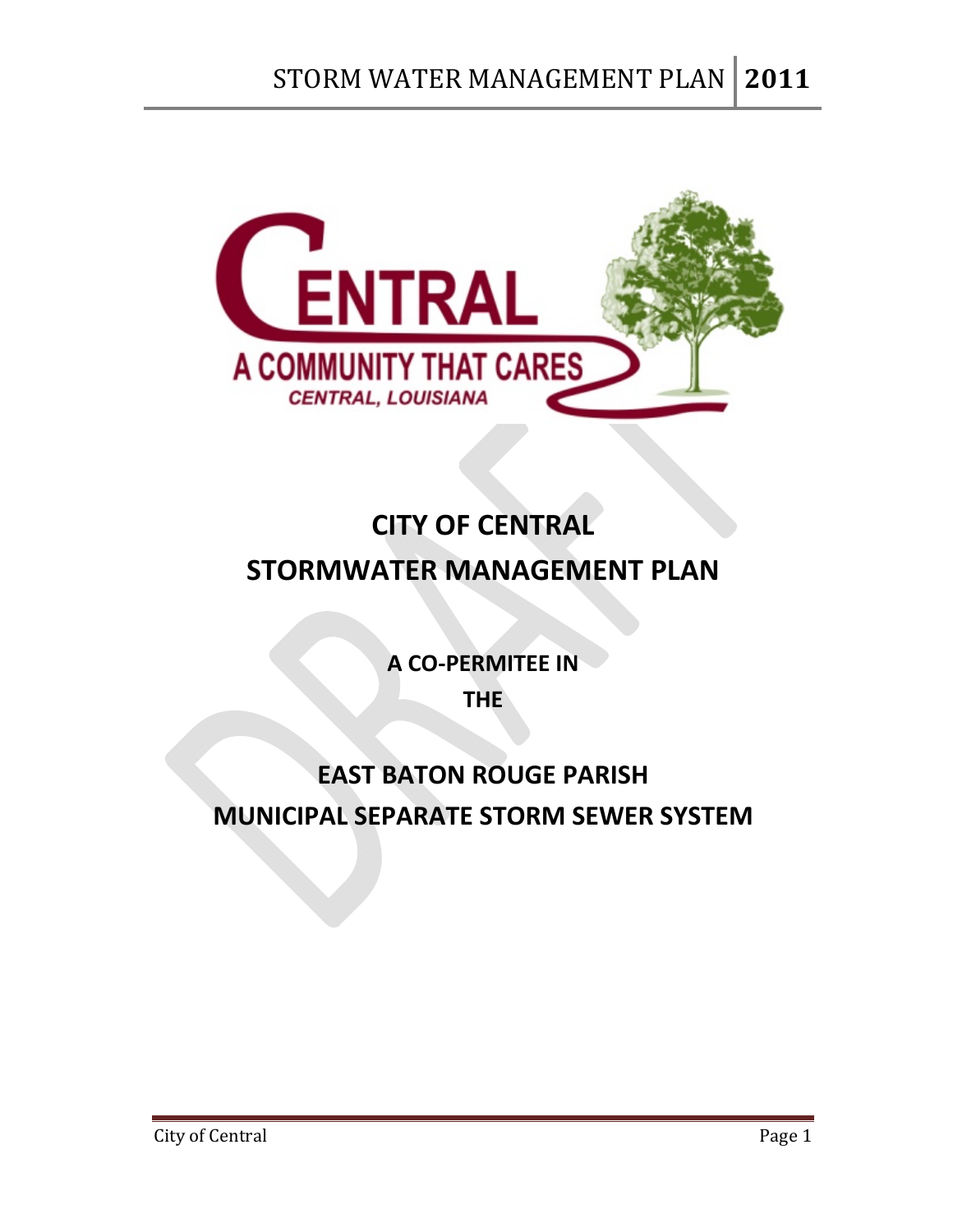# CITY OF CENTRAL

# STORMWATER MANAGEMENT PLAN

**A CO-PERMITEE IN**

**THE**

## EAST BATON ROUGE PARISH MUNICIPAL SEPARATE STORM SEWER SYSTEM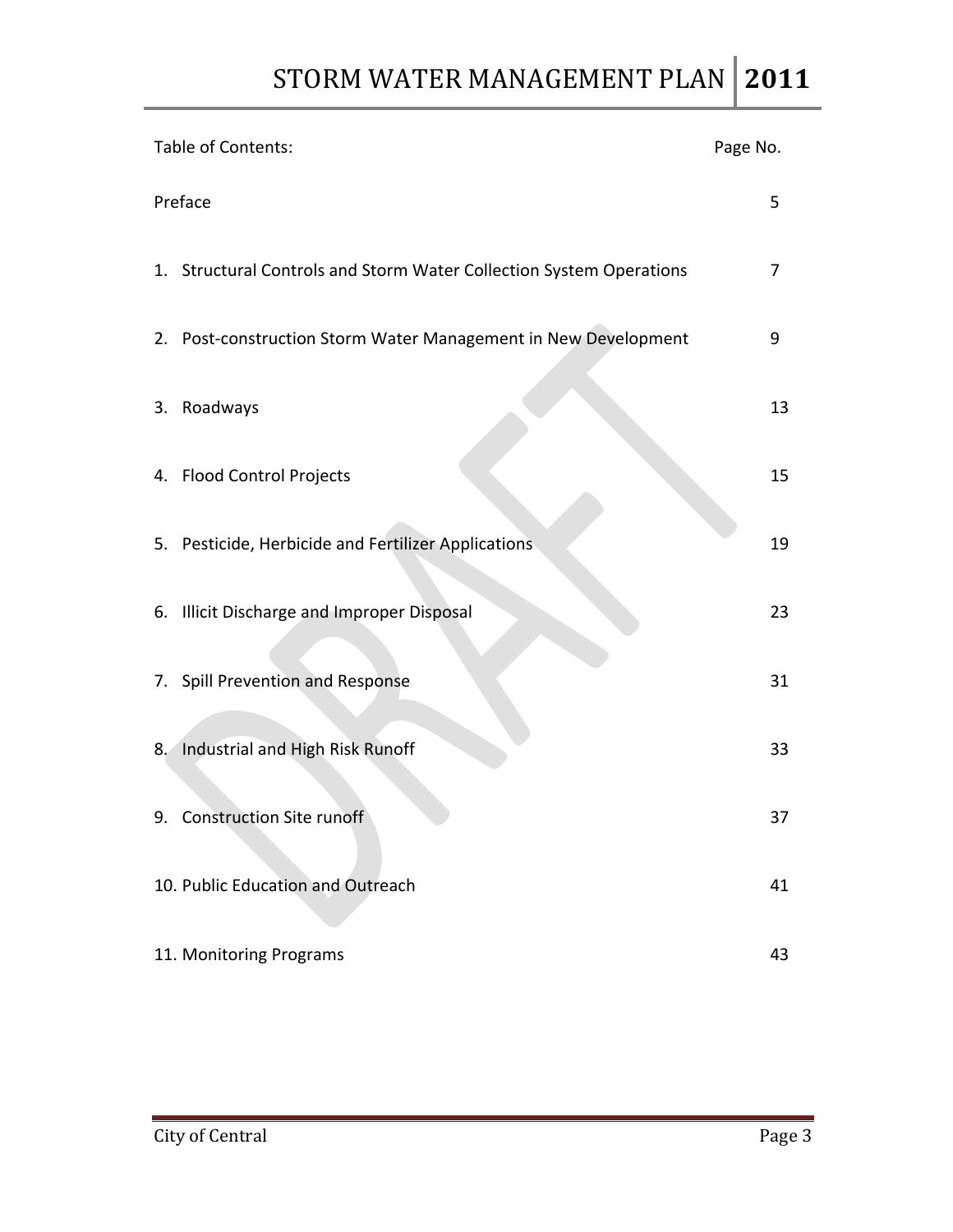| Table of Contents: | Page No. |
| --- | --- |
| Preface | 5 |
| 1. Structural Controls and Storm Water Collection System Operations | 7 |
| 2. Post-construction Storm Water Management in New Development | 9 |
| 3. Roadways | 13 |
| 4. Flood Control Projects | 15 |
| 5. Pesticide, Herbicide and Fertilizer Applications | 19 |
| 6. Illicit Discharge and Improper Disposal | 23 |
| 7. Spill Prevention and Response | 31 |
| 8. Industrial and High Risk Runoff | 33 |
| 9. Construction Site runoff | 37 |
| 10. Public Education and Outreach | 41 |
| 11. Monitoring Programs | 43 |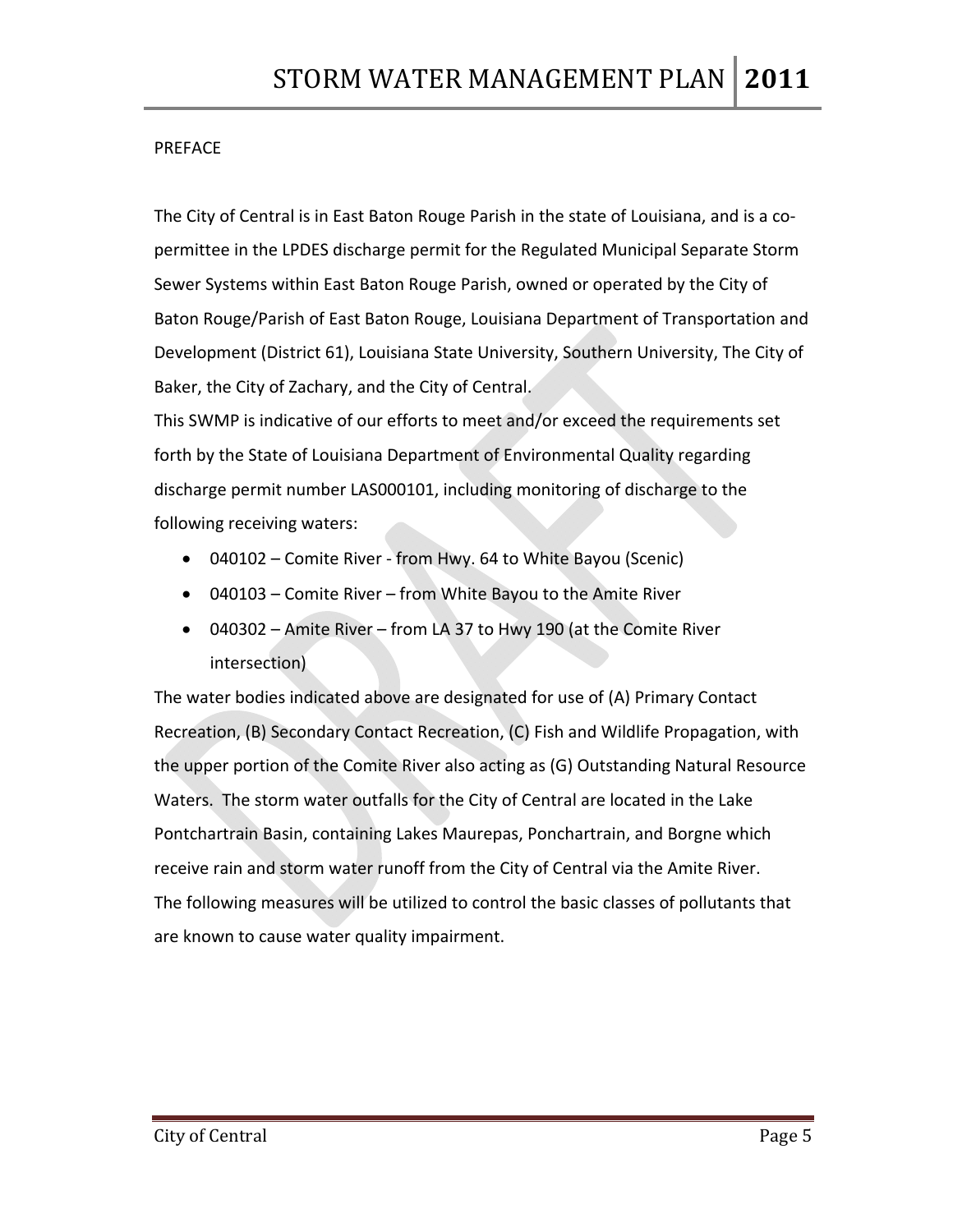PREFACE

The City of Central is in East Baton Rouge Parish in the state of Louisiana, and is a co-permittee in the LPDES discharge permit for the Regulated Municipal Separate Storm Sewer Systems within East Baton Rouge Parish, owned or operated by the City of Baton Rouge/Parish of East Baton Rouge, Louisiana Department of Transportation and Development (District 61), Louisiana State University, Southern University, The City of Baker, the City of Zachary, and the City of Central.

This SWMP is indicative of our efforts to meet and/or exceed the requirements set forth by the State of Louisiana Department of Environmental Quality regarding discharge permit number LAS000101, including monitoring of discharge to the following receiving waters:

- 040102 – Comite River - from Hwy. 64 to White Bayou (Scenic)
- 040103 – Comite River – from White Bayou to the Amite River
- 040302 – Amite River – from LA 37 to Hwy 190 (at the Comite River intersection)

The water bodies indicated above are designated for use of (A) Primary Contact Recreation, (B) Secondary Contact Recreation, (C) Fish and Wildlife Propagation, with the upper portion of the Comite River also acting as (G) Outstanding Natural Resource Waters. The storm water outfalls for the City of Central are located in the Lake Pontchartrain Basin, containing Lakes Maurepas, Ponchartrain, and Borgne which receive rain and storm water runoff from the City of Central via the Amite River.

The following measures will be utilized to control the basic classes of pollutants that are known to cause water quality impairment.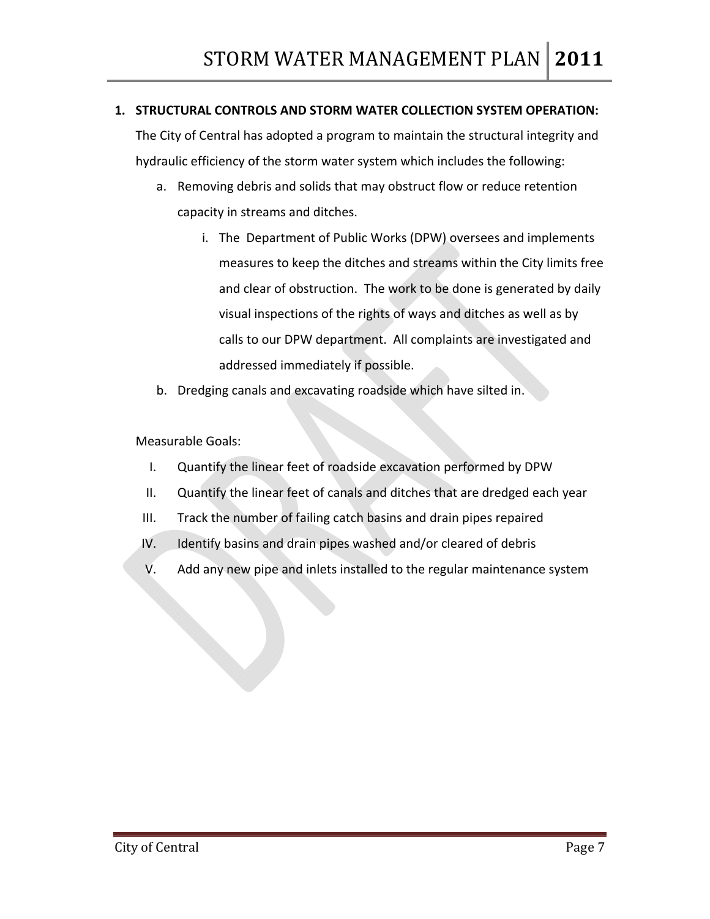1. **STRUCTURAL CONTROLS AND STORM WATER COLLECTION SYSTEM OPERATION:**

   The City of Central has adopted a program to maintain the structural integrity and hydraulic efficiency of the storm water system which includes the following:

   a. Removing debris and solids that may obstruct flow or reduce retention capacity in streams and ditches.

      i. The Department of Public Works (DPW) oversees and implements measures to keep the ditches and streams within the City limits free and clear of obstruction. The work to be done is generated by daily visual inspections of the rights of ways and ditches as well as by calls to our DPW department. All complaints are investigated and addressed immediately if possible.

   b. Dredging canals and excavating roadside which have silted in.

   Measurable Goals:

   I. Quantify the linear feet of roadside excavation performed by DPW
   II. Quantify the linear feet of canals and ditches that are dredged each year
   III. Track the number of failing catch basins and drain pipes repaired
   IV. Identify basins and drain pipes washed and/or cleared of debris
   V. Add any new pipe and inlets installed to the regular maintenance system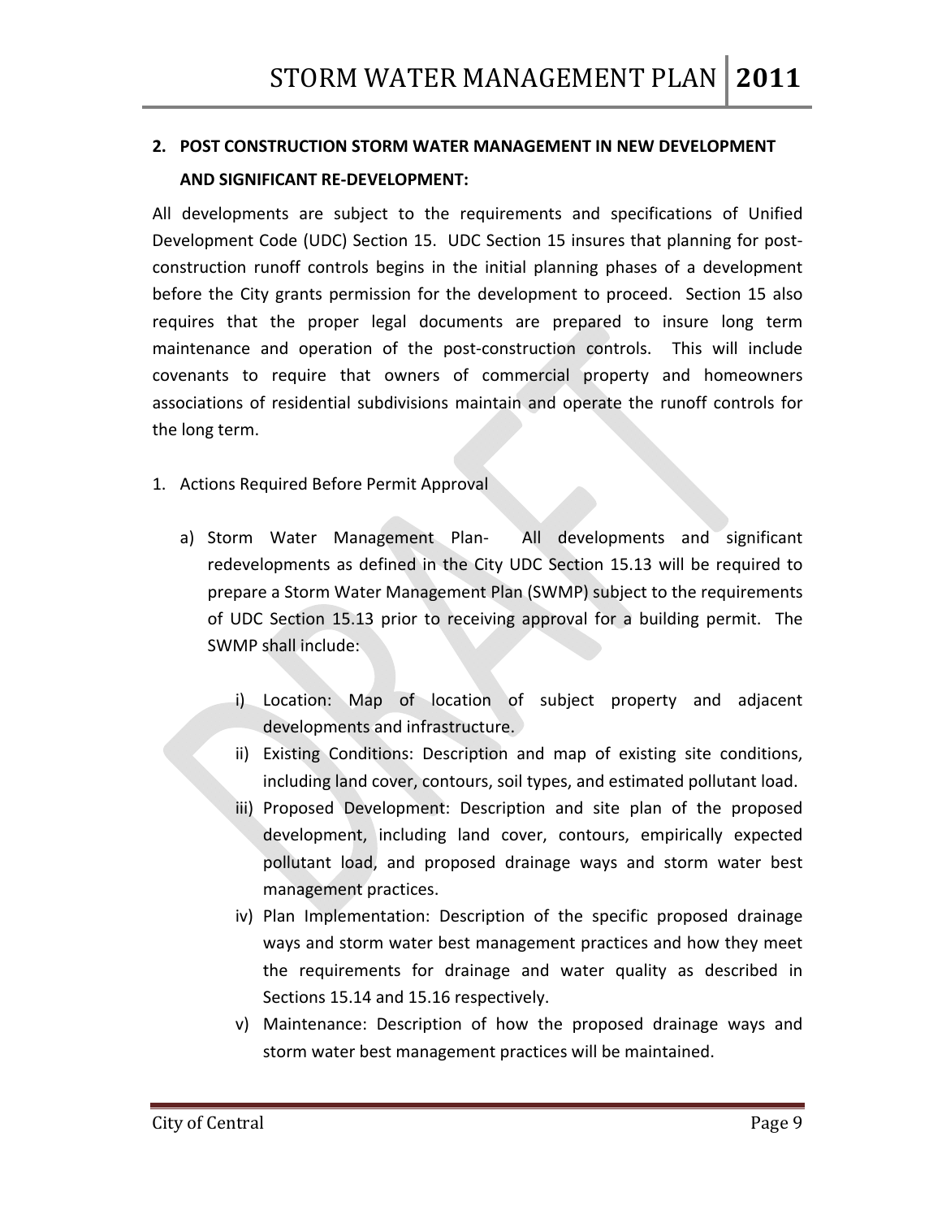## 2. POST CONSTRUCTION STORM WATER MANAGEMENT IN NEW DEVELOPMENT AND SIGNIFICANT RE-DEVELOPMENT:

All developments are subject to the requirements and specifications of Unified Development Code (UDC) Section 15. UDC Section 15 insures that planning for post-construction runoff controls begins in the initial planning phases of a development before the City grants permission for the development to proceed. Section 15 also requires that the proper legal documents are prepared to insure long term maintenance and operation of the post-construction controls. This will include covenants to require that owners of commercial property and homeowners associations of residential subdivisions maintain and operate the runoff controls for the long term.

1. Actions Required Before Permit Approval

   a) Storm Water Management Plan- All developments and significant redevelopments as defined in the City UDC Section 15.13 will be required to prepare a Storm Water Management Plan (SWMP) subject to the requirements of UDC Section 15.13 prior to receiving approval for a building permit. The SWMP shall include:

      i) Location: Map of location of subject property and adjacent developments and infrastructure.
      ii) Existing Conditions: Description and map of existing site conditions, including land cover, contours, soil types, and estimated pollutant load.
      iii) Proposed Development: Description and site plan of the proposed development, including land cover, contours, empirically expected pollutant load, and proposed drainage ways and storm water best management practices.
      iv) Plan Implementation: Description of the specific proposed drainage ways and storm water best management practices and how they meet the requirements for drainage and water quality as described in Sections 15.14 and 15.16 respectively.
      v) Maintenance: Description of how the proposed drainage ways and storm water best management practices will be maintained.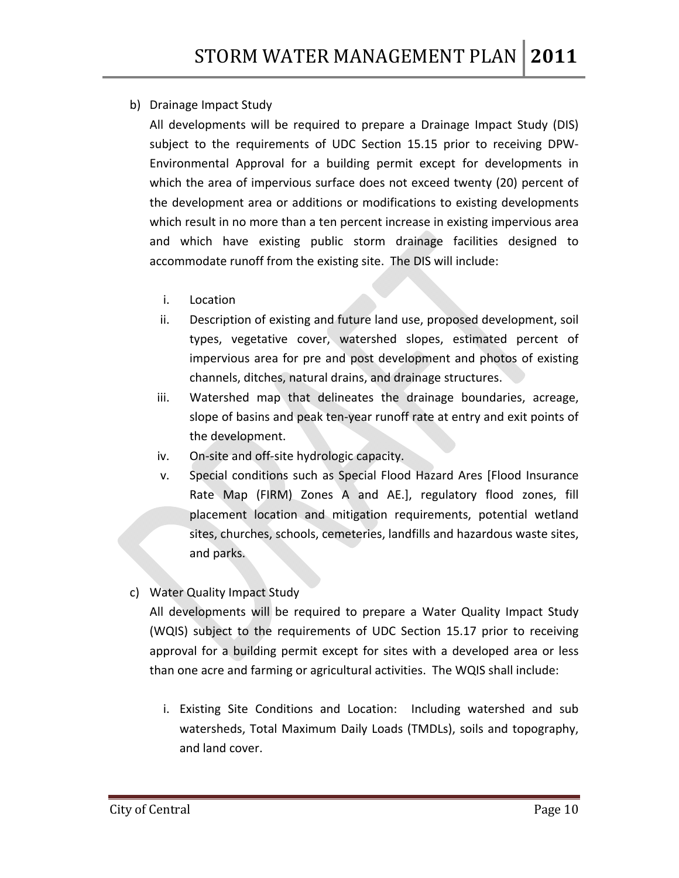b) Drainage Impact Study

All developments will be required to prepare a Drainage Impact Study (DIS) subject to the requirements of UDC Section 15.15 prior to receiving DPW-Environmental Approval for a building permit except for developments in which the area of impervious surface does not exceed twenty (20) percent of the development area or additions or modifications to existing developments which result in no more than a ten percent increase in existing impervious area and which have existing public storm drainage facilities designed to accommodate runoff from the existing site. The DIS will include:

i. Location
ii. Description of existing and future land use, proposed development, soil types, vegetative cover, watershed slopes, estimated percent of impervious area for pre and post development and photos of existing channels, ditches, natural drains, and drainage structures.
iii. Watershed map that delineates the drainage boundaries, acreage, slope of basins and peak ten-year runoff rate at entry and exit points of the development.
iv. On-site and off-site hydrologic capacity.
v. Special conditions such as Special Flood Hazard Ares [Flood Insurance Rate Map (FIRM) Zones A and AE.], regulatory flood zones, fill placement location and mitigation requirements, potential wetland sites, churches, schools, cemeteries, landfills and hazardous waste sites, and parks.

c) Water Quality Impact Study

All developments will be required to prepare a Water Quality Impact Study (WQIS) subject to the requirements of UDC Section 15.17 prior to receiving approval for a building permit except for sites with a developed area or less than one acre and farming or agricultural activities. The WQIS shall include:

i. Existing Site Conditions and Location: Including watershed and sub watersheds, Total Maximum Daily Loads (TMDLs), soils and topography, and land cover.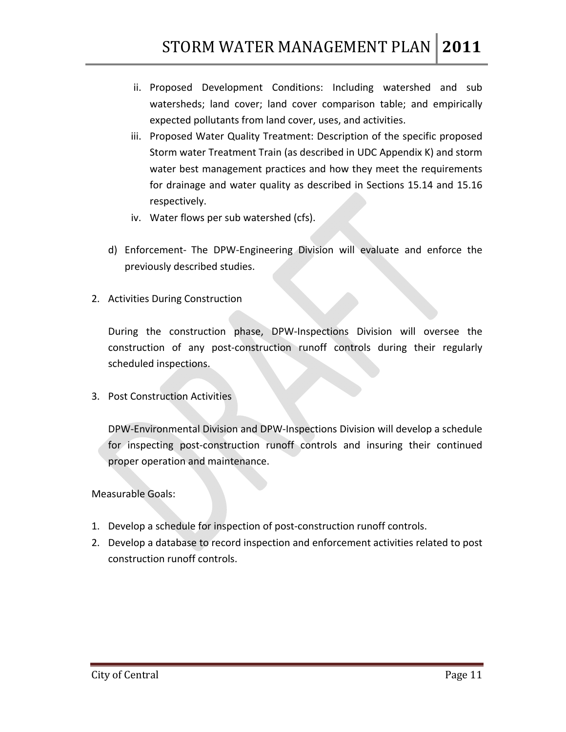ii. Proposed Development Conditions: Including watershed and sub watersheds; land cover; land cover comparison table; and empirically expected pollutants from land cover, uses, and activities.

   iii. Proposed Water Quality Treatment: Description of the specific proposed Storm water Treatment Train (as described in UDC Appendix K) and storm water best management practices and how they meet the requirements for drainage and water quality as described in Sections 15.14 and 15.16 respectively.

   iv. Water flows per sub watershed (cfs).

d) Enforcement- The DPW-Engineering Division will evaluate and enforce the previously described studies.

2. Activities During Construction

   During the construction phase, DPW-Inspections Division will oversee the construction of any post-construction runoff controls during their regularly scheduled inspections.

3. Post Construction Activities

   DPW-Environmental Division and DPW-Inspections Division will develop a schedule for inspecting post-construction runoff controls and insuring their continued proper operation and maintenance.

Measurable Goals:

1. Develop a schedule for inspection of post-construction runoff controls.
2. Develop a database to record inspection and enforcement activities related to post construction runoff controls.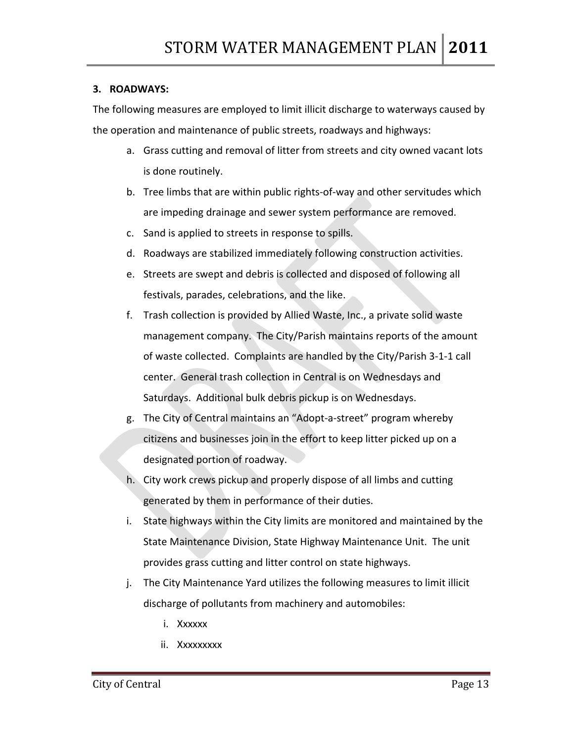### 3. ROADWAYS:

The following measures are employed to limit illicit discharge to waterways caused by the operation and maintenance of public streets, roadways and highways:

a. Grass cutting and removal of litter from streets and city owned vacant lots is done routinely.
b. Tree limbs that are within public rights-of-way and other servitudes which are impeding drainage and sewer system performance are removed.
c. Sand is applied to streets in response to spills.
d. Roadways are stabilized immediately following construction activities.
e. Streets are swept and debris is collected and disposed of following all festivals, parades, celebrations, and the like.
f. Trash collection is provided by Allied Waste, Inc., a private solid waste management company. The City/Parish maintains reports of the amount of waste collected. Complaints are handled by the City/Parish 3-1-1 call center. General trash collection in Central is on Wednesdays and Saturdays. Additional bulk debris pickup is on Wednesdays.
g. The City of Central maintains an "Adopt-a-street" program whereby citizens and businesses join in the effort to keep litter picked up on a designated portion of roadway.
h. City work crews pickup and properly dispose of all limbs and cutting generated by them in performance of their duties.
i. State highways within the City limits are monitored and maintained by the State Maintenance Division, State Highway Maintenance Unit. The unit provides grass cutting and litter control on state highways.
j. The City Maintenance Yard utilizes the following measures to limit illicit discharge of pollutants from machinery and automobiles:
    i. Xxxxxx
    ii. Xxxxxxxxx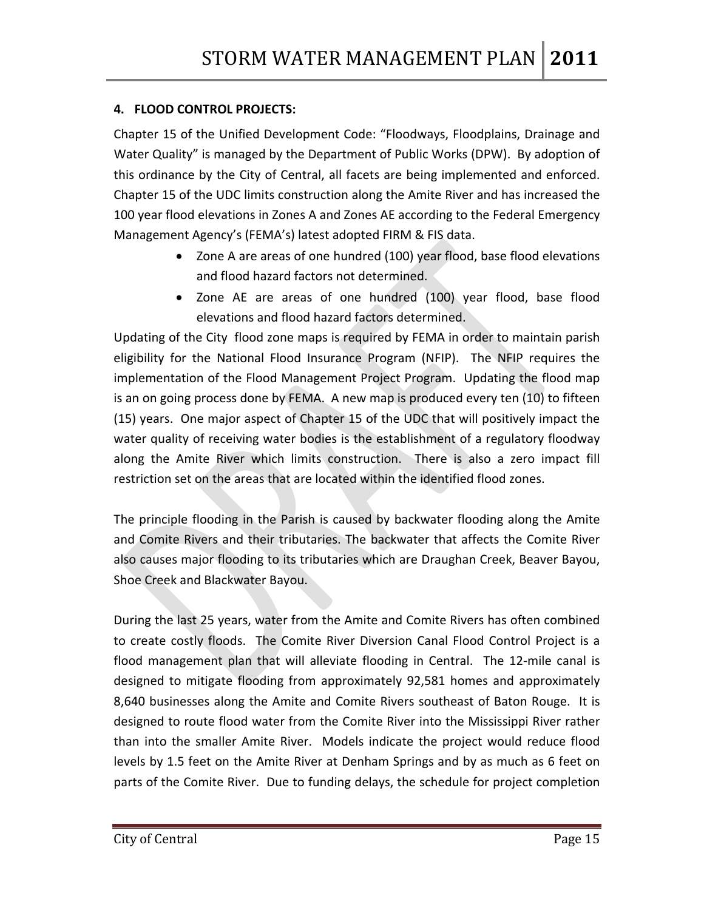## 4. FLOOD CONTROL PROJECTS:

Chapter 15 of the Unified Development Code: "Floodways, Floodplains, Drainage and Water Quality" is managed by the Department of Public Works (DPW). By adoption of this ordinance by the City of Central, all facets are being implemented and enforced. Chapter 15 of the UDC limits construction along the Amite River and has increased the 100 year flood elevations in Zones A and Zones AE according to the Federal Emergency Management Agency's (FEMA's) latest adopted FIRM & FIS data.

- Zone A are areas of one hundred (100) year flood, base flood elevations and flood hazard factors not determined.
- Zone AE are areas of one hundred (100) year flood, base flood elevations and flood hazard factors determined.

Updating of the City flood zone maps is required by FEMA in order to maintain parish eligibility for the National Flood Insurance Program (NFIP). The NFIP requires the implementation of the Flood Management Project Program. Updating the flood map is an on going process done by FEMA. A new map is produced every ten (10) to fifteen (15) years. One major aspect of Chapter 15 of the UDC that will positively impact the water quality of receiving water bodies is the establishment of a regulatory floodway along the Amite River which limits construction. There is also a zero impact fill restriction set on the areas that are located within the identified flood zones.

The principle flooding in the Parish is caused by backwater flooding along the Amite and Comite Rivers and their tributaries. The backwater that affects the Comite River also causes major flooding to its tributaries which are Draughan Creek, Beaver Bayou, Shoe Creek and Blackwater Bayou.

During the last 25 years, water from the Amite and Comite Rivers has often combined to create costly floods. The Comite River Diversion Canal Flood Control Project is a flood management plan that will alleviate flooding in Central. The 12-mile canal is designed to mitigate flooding from approximately 92,581 homes and approximately 8,640 businesses along the Amite and Comite Rivers southeast of Baton Rouge. It is designed to route flood water from the Comite River into the Mississippi River rather than into the smaller Amite River. Models indicate the project would reduce flood levels by 1.5 feet on the Amite River at Denham Springs and by as much as 6 feet on parts of the Comite River. Due to funding delays, the schedule for project completion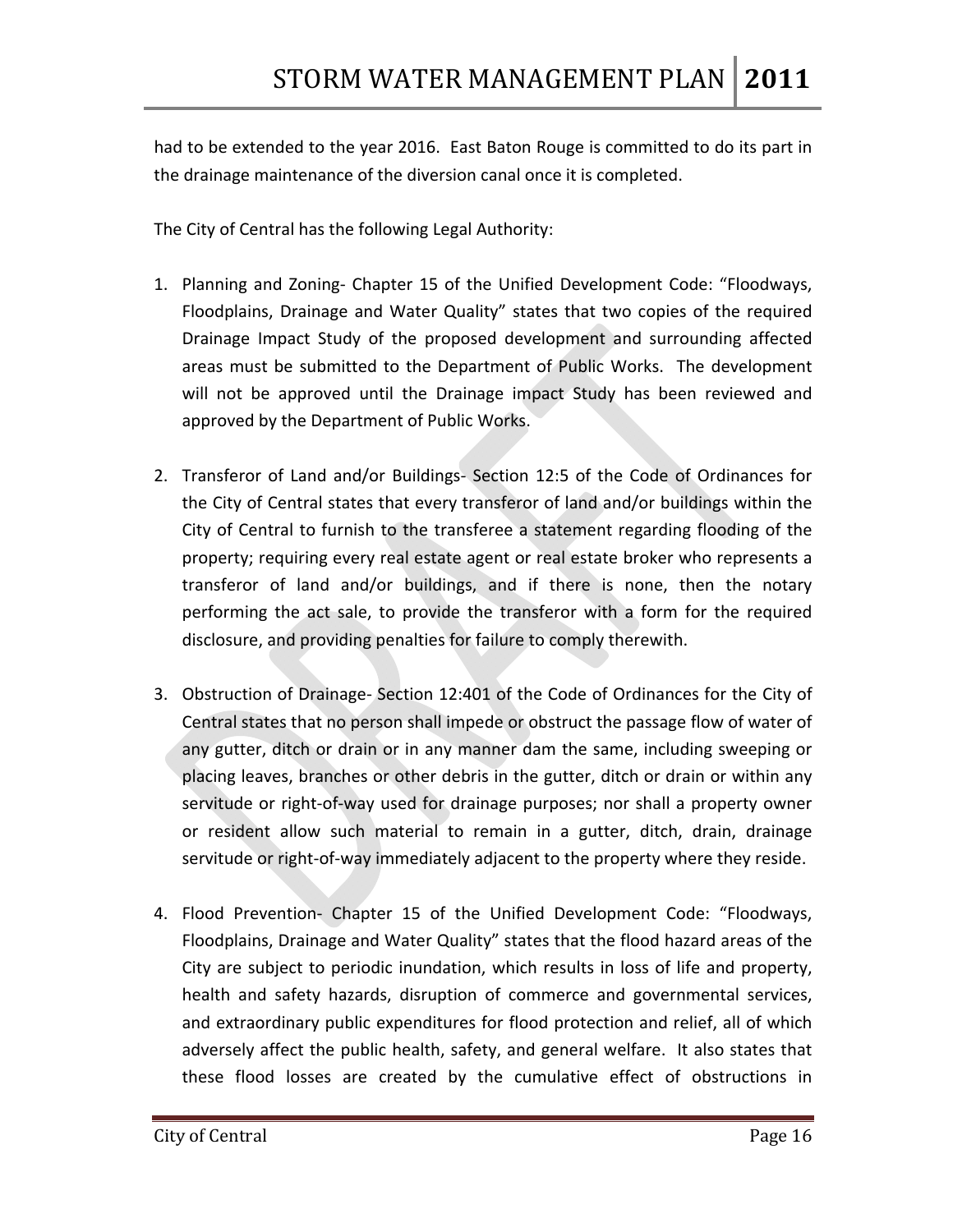had to be extended to the year 2016. East Baton Rouge is committed to do its part in the drainage maintenance of the diversion canal once it is completed.

The City of Central has the following Legal Authority:

1. Planning and Zoning- Chapter 15 of the Unified Development Code: "Floodways, Floodplains, Drainage and Water Quality" states that two copies of the required Drainage Impact Study of the proposed development and surrounding affected areas must be submitted to the Department of Public Works. The development will not be approved until the Drainage impact Study has been reviewed and approved by the Department of Public Works.

2. Transferor of Land and/or Buildings- Section 12:5 of the Code of Ordinances for the City of Central states that every transferor of land and/or buildings within the City of Central to furnish to the transferee a statement regarding flooding of the property; requiring every real estate agent or real estate broker who represents a transferor of land and/or buildings, and if there is none, then the notary performing the act sale, to provide the transferor with a form for the required disclosure, and providing penalties for failure to comply therewith.

3. Obstruction of Drainage- Section 12:401 of the Code of Ordinances for the City of Central states that no person shall impede or obstruct the passage flow of water of any gutter, ditch or drain or in any manner dam the same, including sweeping or placing leaves, branches or other debris in the gutter, ditch or drain or within any servitude or right-of-way used for drainage purposes; nor shall a property owner or resident allow such material to remain in a gutter, ditch, drain, drainage servitude or right-of-way immediately adjacent to the property where they reside.

4. Flood Prevention- Chapter 15 of the Unified Development Code: "Floodways, Floodplains, Drainage and Water Quality" states that the flood hazard areas of the City are subject to periodic inundation, which results in loss of life and property, health and safety hazards, disruption of commerce and governmental services, and extraordinary public expenditures for flood protection and relief, all of which adversely affect the public health, safety, and general welfare. It also states that these flood losses are created by the cumulative effect of obstructions in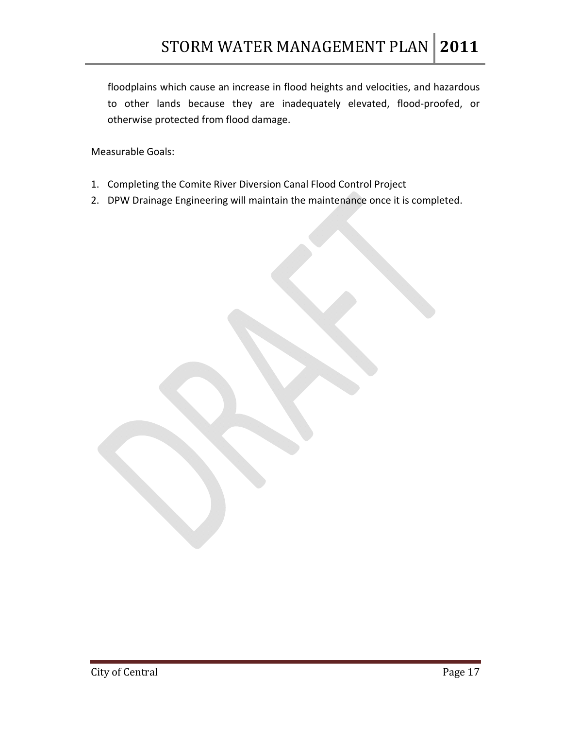floodplains which cause an increase in flood heights and velocities, and hazardous to other lands because they are inadequately elevated, flood-proofed, or otherwise protected from flood damage.

Measurable Goals:

1. Completing the Comite River Diversion Canal Flood Control Project
2. DPW Drainage Engineering will maintain the maintenance once it is completed.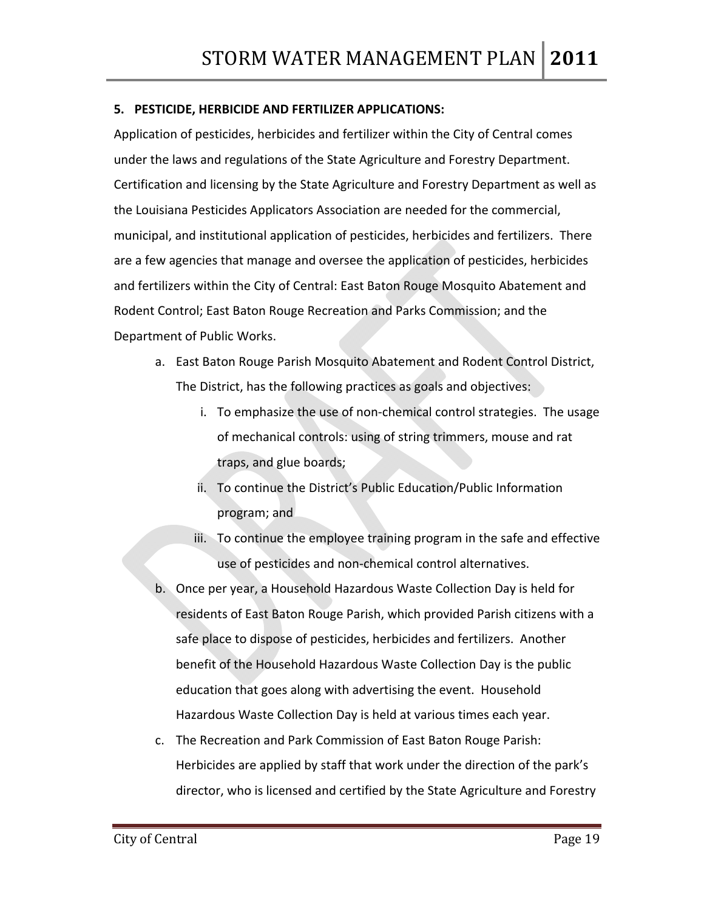**5. PESTICIDE, HERBICIDE AND FERTILIZER APPLICATIONS:**

Application of pesticides, herbicides and fertilizer within the City of Central comes under the laws and regulations of the State Agriculture and Forestry Department. Certification and licensing by the State Agriculture and Forestry Department as well as the Louisiana Pesticides Applicators Association are needed for the commercial, municipal, and institutional application of pesticides, herbicides and fertilizers. There are a few agencies that manage and oversee the application of pesticides, herbicides and fertilizers within the City of Central: East Baton Rouge Mosquito Abatement and Rodent Control; East Baton Rouge Recreation and Parks Commission; and the Department of Public Works.

a. East Baton Rouge Parish Mosquito Abatement and Rodent Control District, The District, has the following practices as goals and objectives:
    i. To emphasize the use of non-chemical control strategies. The usage of mechanical controls: using of string trimmers, mouse and rat traps, and glue boards;
    ii. To continue the District's Public Education/Public Information program; and
    iii. To continue the employee training program in the safe and effective use of pesticides and non-chemical control alternatives.
b. Once per year, a Household Hazardous Waste Collection Day is held for residents of East Baton Rouge Parish, which provided Parish citizens with a safe place to dispose of pesticides, herbicides and fertilizers. Another benefit of the Household Hazardous Waste Collection Day is the public education that goes along with advertising the event. Household Hazardous Waste Collection Day is held at various times each year.
c. The Recreation and Park Commission of East Baton Rouge Parish: Herbicides are applied by staff that work under the direction of the park's director, who is licensed and certified by the State Agriculture and Forestry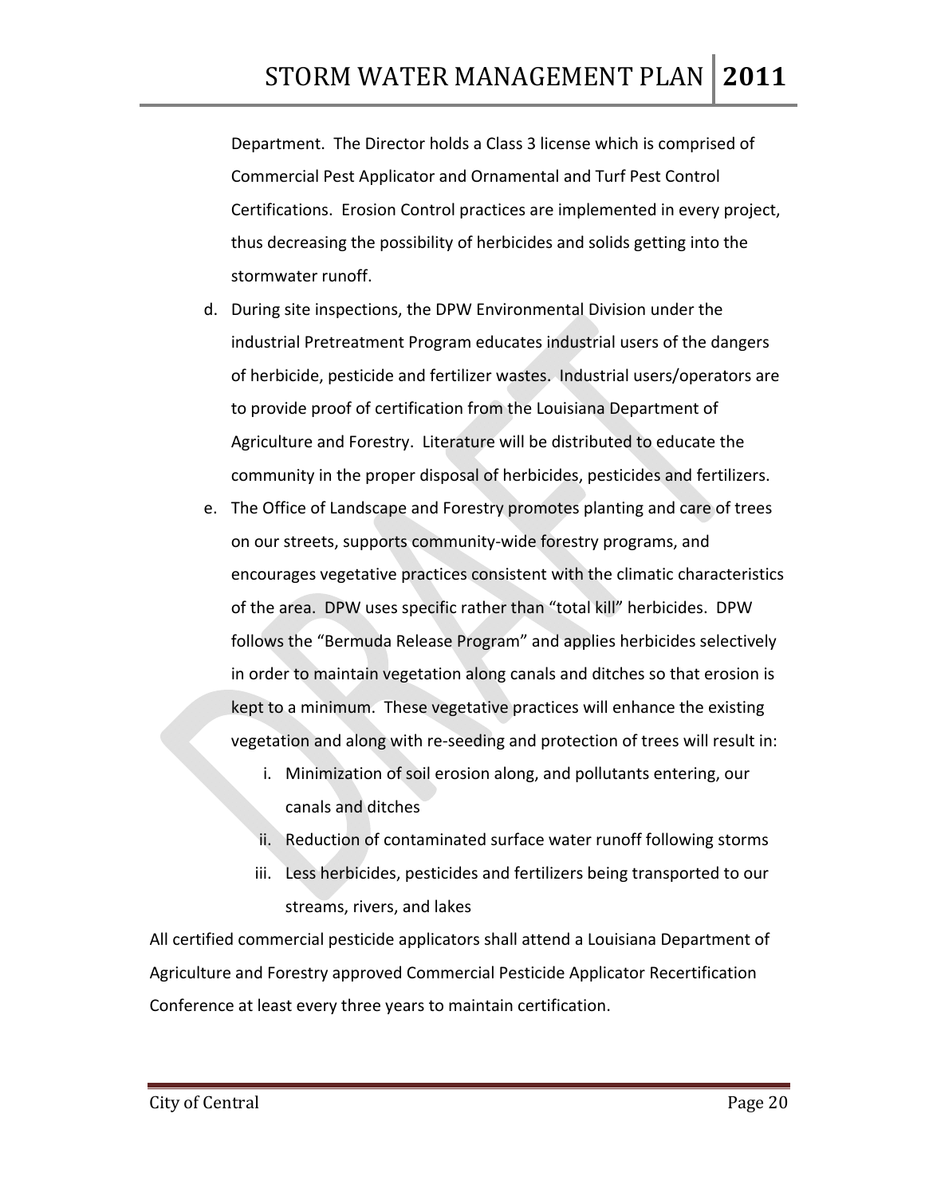Department. The Director holds a Class 3 license which is comprised of Commercial Pest Applicator and Ornamental and Turf Pest Control Certifications. Erosion Control practices are implemented in every project, thus decreasing the possibility of herbicides and solids getting into the stormwater runoff.

d. During site inspections, the DPW Environmental Division under the industrial Pretreatment Program educates industrial users of the dangers of herbicide, pesticide and fertilizer wastes. Industrial users/operators are to provide proof of certification from the Louisiana Department of Agriculture and Forestry. Literature will be distributed to educate the community in the proper disposal of herbicides, pesticides and fertilizers.

e. The Office of Landscape and Forestry promotes planting and care of trees on our streets, supports community-wide forestry programs, and encourages vegetative practices consistent with the climatic characteristics of the area. DPW uses specific rather than "total kill" herbicides. DPW follows the "Bermuda Release Program" and applies herbicides selectively in order to maintain vegetation along canals and ditches so that erosion is kept to a minimum. These vegetative practices will enhance the existing vegetation and along with re-seeding and protection of trees will result in:

   i. Minimization of soil erosion along, and pollutants entering, our canals and ditches
   ii. Reduction of contaminated surface water runoff following storms
   iii. Less herbicides, pesticides and fertilizers being transported to our streams, rivers, and lakes

All certified commercial pesticide applicators shall attend a Louisiana Department of Agriculture and Forestry approved Commercial Pesticide Applicator Recertification Conference at least every three years to maintain certification.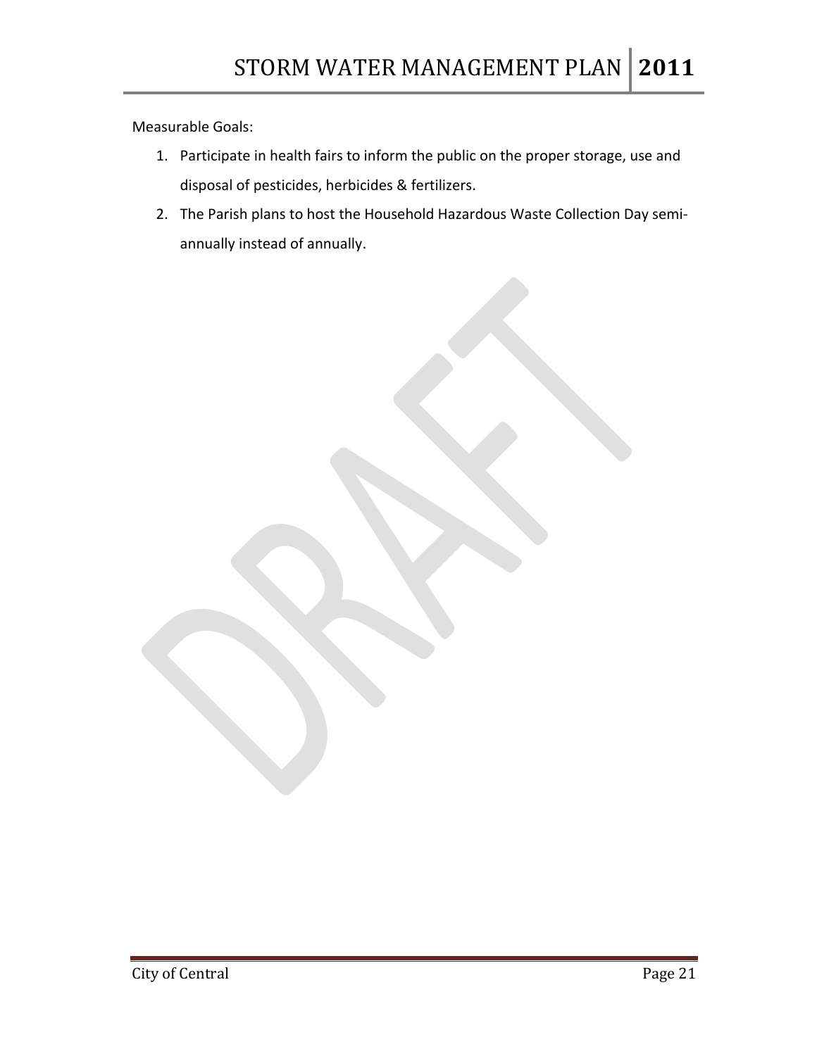Measurable Goals:

1. Participate in health fairs to inform the public on the proper storage, use and disposal of pesticides, herbicides & fertilizers.
2. The Parish plans to host the Household Hazardous Waste Collection Day semi-annually instead of annually.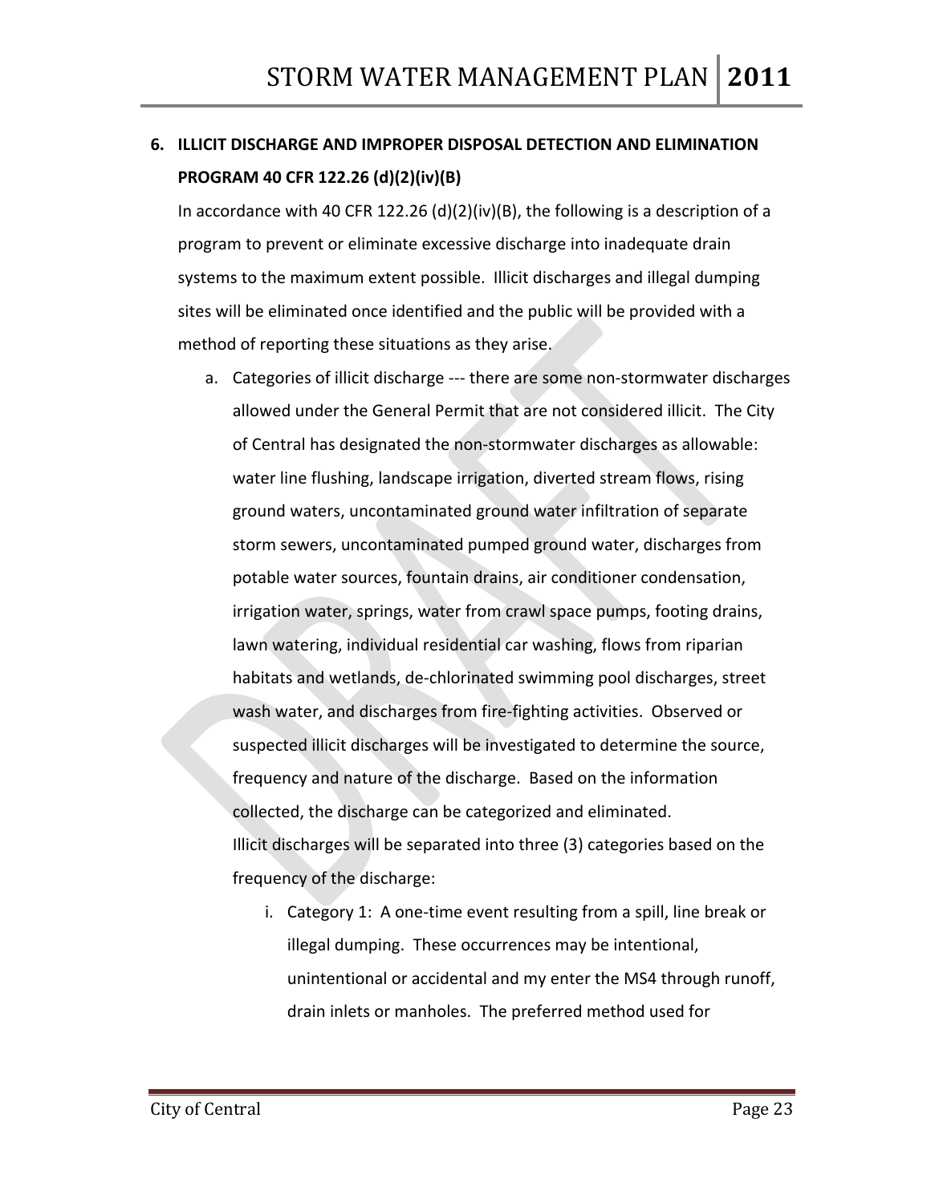## 6. ILLICIT DISCHARGE AND IMPROPER DISPOSAL DETECTION AND ELIMINATION PROGRAM 40 CFR 122.26 (d)(2)(iv)(B)

In accordance with 40 CFR 122.26 (d)(2)(iv)(B), the following is a description of a program to prevent or eliminate excessive discharge into inadequate drain systems to the maximum extent possible. Illicit discharges and illegal dumping sites will be eliminated once identified and the public will be provided with a method of reporting these situations as they arise.

a. Categories of illicit discharge --- there are some non-stormwater discharges allowed under the General Permit that are not considered illicit. The City of Central has designated the non-stormwater discharges as allowable: water line flushing, landscape irrigation, diverted stream flows, rising ground waters, uncontaminated ground water infiltration of separate storm sewers, uncontaminated pumped ground water, discharges from potable water sources, fountain drains, air conditioner condensation, irrigation water, springs, water from crawl space pumps, footing drains, lawn watering, individual residential car washing, flows from riparian habitats and wetlands, de-chlorinated swimming pool discharges, street wash water, and discharges from fire-fighting activities. Observed or suspected illicit discharges will be investigated to determine the source, frequency and nature of the discharge. Based on the information collected, the discharge can be categorized and eliminated.
Illicit discharges will be separated into three (3) categories based on the frequency of the discharge:

   i. Category 1: A one-time event resulting from a spill, line break or illegal dumping. These occurrences may be intentional, unintentional or accidental and my enter the MS4 through runoff, drain inlets or manholes. The preferred method used for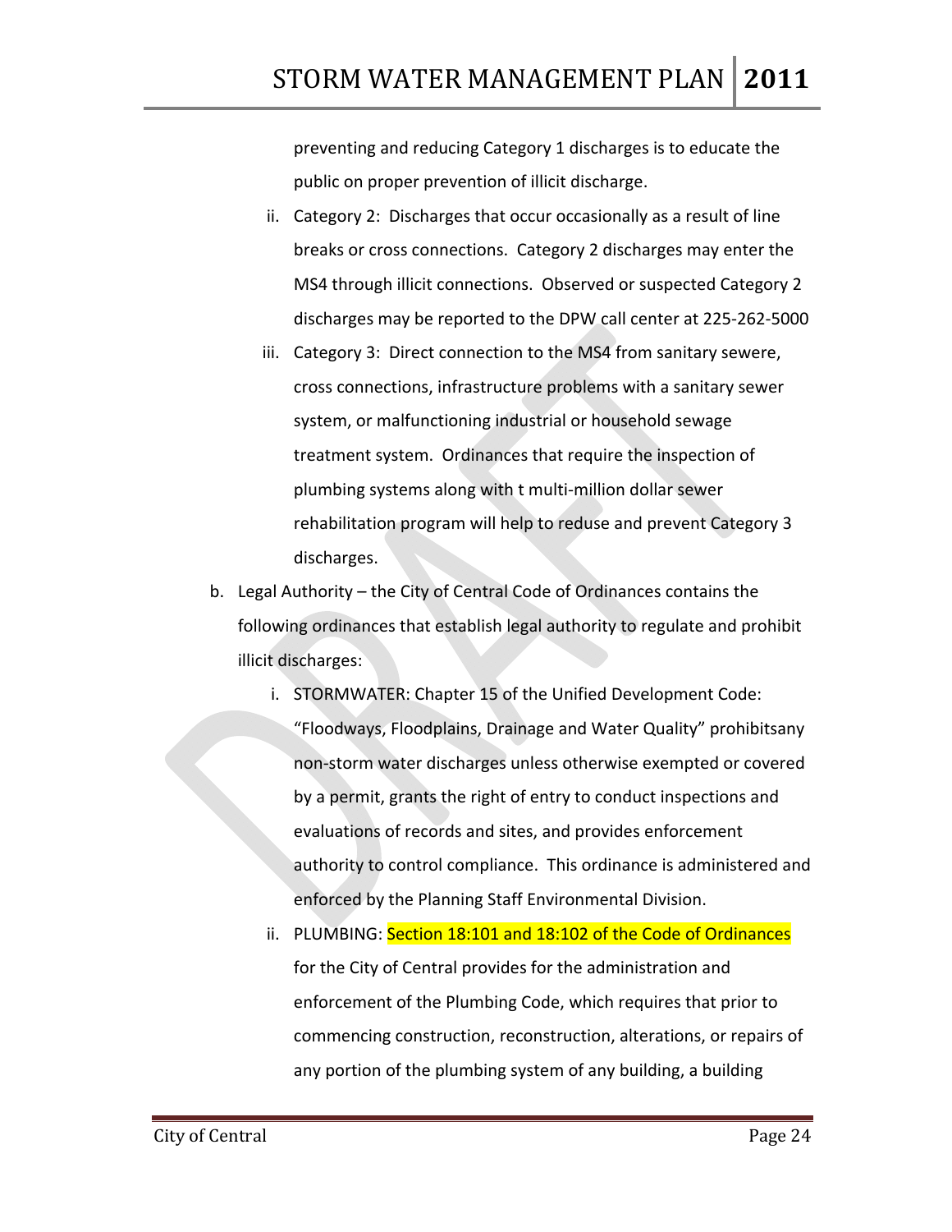preventing and reducing Category 1 discharges is to educate the public on proper prevention of illicit discharge.

ii. Category 2: Discharges that occur occasionally as a result of line breaks or cross connections. Category 2 discharges may enter the MS4 through illicit connections. Observed or suspected Category 2 discharges may be reported to the DPW call center at 225-262-5000

iii. Category 3: Direct connection to the MS4 from sanitary sewere, cross connections, infrastructure problems with a sanitary sewer system, or malfunctioning industrial or household sewage treatment system. Ordinances that require the inspection of plumbing systems along with t multi-million dollar sewer rehabilitation program will help to reduse and prevent Category 3 discharges.

b. Legal Authority – the City of Central Code of Ordinances contains the following ordinances that establish legal authority to regulate and prohibit illicit discharges:

   i. STORMWATER: Chapter 15 of the Unified Development Code: "Floodways, Floodplains, Drainage and Water Quality" prohibitsany non-storm water discharges unless otherwise exempted or covered by a permit, grants the right of entry to conduct inspections and evaluations of records and sites, and provides enforcement authority to control compliance. This ordinance is administered and enforced by the Planning Staff Environmental Division.

   ii. PLUMBING: Section 18:101 and 18:102 of the Code of Ordinances for the City of Central provides for the administration and enforcement of the Plumbing Code, which requires that prior to commencing construction, reconstruction, alterations, or repairs of any portion of the plumbing system of any building, a building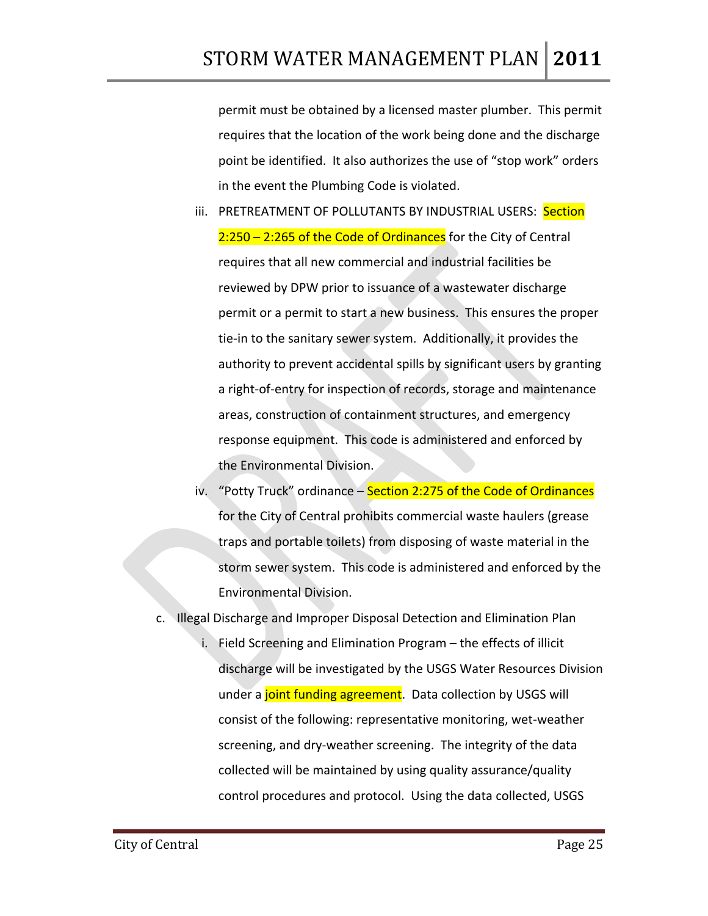permit must be obtained by a licensed master plumber. This permit requires that the location of the work being done and the discharge point be identified. It also authorizes the use of "stop work" orders in the event the Plumbing Code is violated.

iii. PRETREATMENT OF POLLUTANTS BY INDUSTRIAL USERS: Section 2:250 – 2:265 of the Code of Ordinances for the City of Central requires that all new commercial and industrial facilities be reviewed by DPW prior to issuance of a wastewater discharge permit or a permit to start a new business. This ensures the proper tie-in to the sanitary sewer system. Additionally, it provides the authority to prevent accidental spills by significant users by granting a right-of-entry for inspection of records, storage and maintenance areas, construction of containment structures, and emergency response equipment. This code is administered and enforced by the Environmental Division.

iv. "Potty Truck" ordinance – Section 2:275 of the Code of Ordinances for the City of Central prohibits commercial waste haulers (grease traps and portable toilets) from disposing of waste material in the storm sewer system. This code is administered and enforced by the Environmental Division.

c. Illegal Discharge and Improper Disposal Detection and Elimination Plan

   i. Field Screening and Elimination Program – the effects of illicit discharge will be investigated by the USGS Water Resources Division under a joint funding agreement. Data collection by USGS will consist of the following: representative monitoring, wet-weather screening, and dry-weather screening. The integrity of the data collected will be maintained by using quality assurance/quality control procedures and protocol. Using the data collected, USGS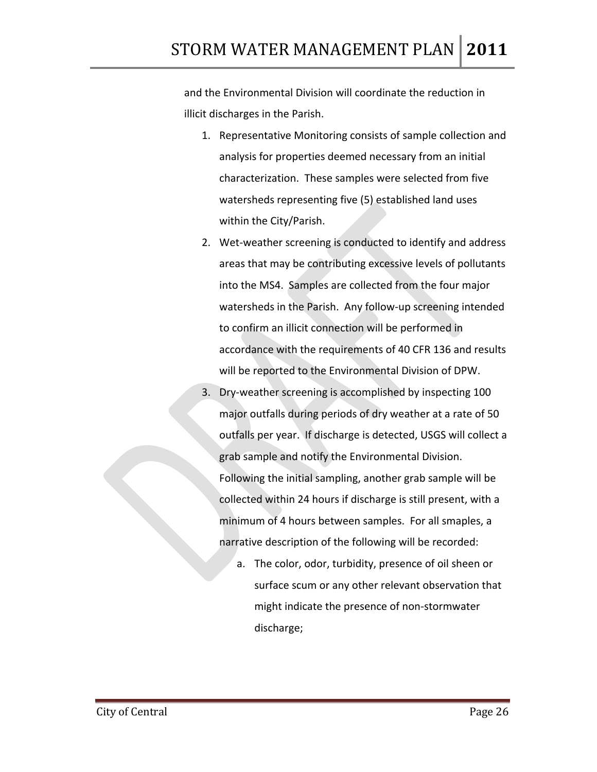and the Environmental Division will coordinate the reduction in illicit discharges in the Parish.

1. Representative Monitoring consists of sample collection and analysis for properties deemed necessary from an initial characterization. These samples were selected from five watersheds representing five (5) established land uses within the City/Parish.
2. Wet-weather screening is conducted to identify and address areas that may be contributing excessive levels of pollutants into the MS4. Samples are collected from the four major watersheds in the Parish. Any follow-up screening intended to confirm an illicit connection will be performed in accordance with the requirements of 40 CFR 136 and results will be reported to the Environmental Division of DPW.
3. Dry-weather screening is accomplished by inspecting 100 major outfalls during periods of dry weather at a rate of 50 outfalls per year. If discharge is detected, USGS will collect a grab sample and notify the Environmental Division. Following the initial sampling, another grab sample will be collected within 24 hours if discharge is still present, with a minimum of 4 hours between samples. For all smaples, a narrative description of the following will be recorded:
   a. The color, odor, turbidity, presence of oil sheen or surface scum or any other relevant observation that might indicate the presence of non-stormwater discharge;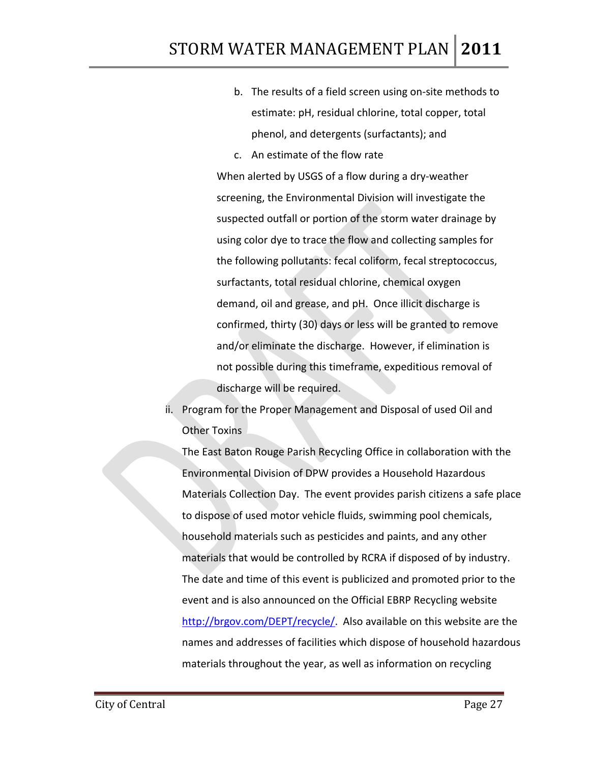b. The results of a field screen using on-site methods to estimate: pH, residual chlorine, total copper, total phenol, and detergents (surfactants); and
c. An estimate of the flow rate

When alerted by USGS of a flow during a dry-weather screening, the Environmental Division will investigate the suspected outfall or portion of the storm water drainage by using color dye to trace the flow and collecting samples for the following pollutants: fecal coliform, fecal streptococcus, surfactants, total residual chlorine, chemical oxygen demand, oil and grease, and pH. Once illicit discharge is confirmed, thirty (30) days or less will be granted to remove and/or eliminate the discharge. However, if elimination is not possible during this timeframe, expeditious removal of discharge will be required.

ii. Program for the Proper Management and Disposal of used Oil and Other Toxins

The East Baton Rouge Parish Recycling Office in collaboration with the Environmental Division of DPW provides a Household Hazardous Materials Collection Day. The event provides parish citizens a safe place to dispose of used motor vehicle fluids, swimming pool chemicals, household materials such as pesticides and paints, and any other materials that would be controlled by RCRA if disposed of by industry. The date and time of this event is publicized and promoted prior to the event and is also announced on the Official EBRP Recycling website http://brgov.com/DEPT/recycle/. Also available on this website are the names and addresses of facilities which dispose of household hazardous materials throughout the year, as well as information on recycling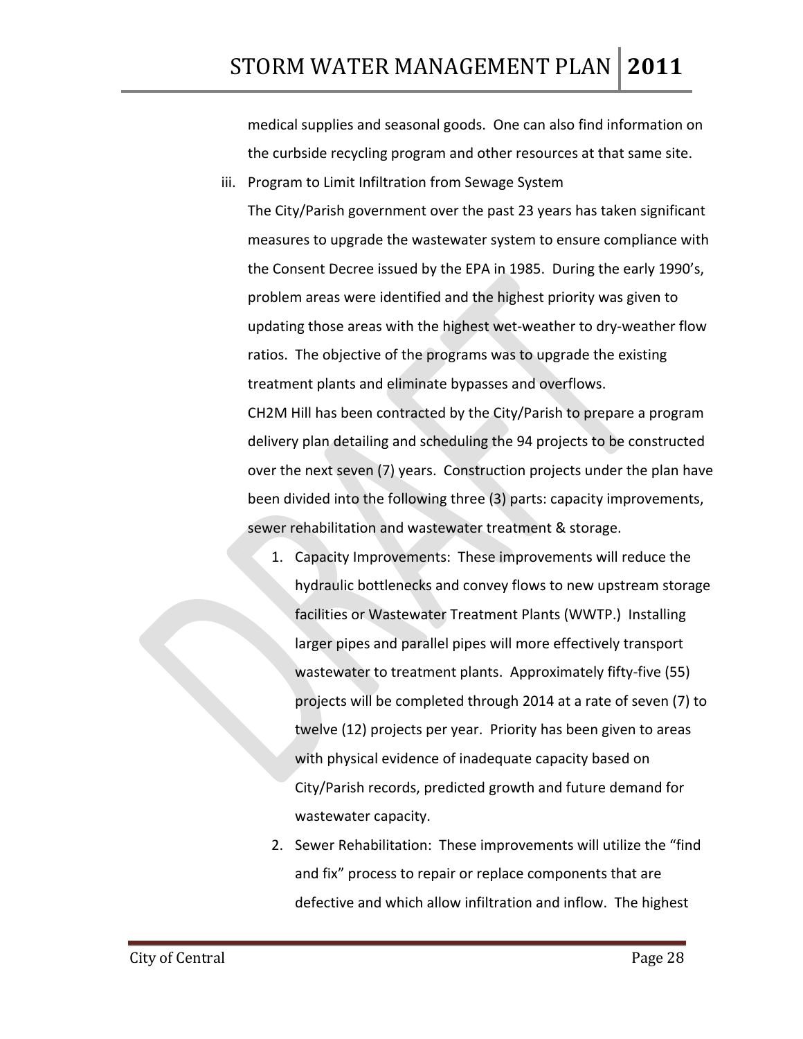medical supplies and seasonal goods. One can also find information on the curbside recycling program and other resources at that same site.

iii. Program to Limit Infiltration from Sewage System

The City/Parish government over the past 23 years has taken significant measures to upgrade the wastewater system to ensure compliance with the Consent Decree issued by the EPA in 1985. During the early 1990's, problem areas were identified and the highest priority was given to updating those areas with the highest wet-weather to dry-weather flow ratios. The objective of the programs was to upgrade the existing treatment plants and eliminate bypasses and overflows.

CH2M Hill has been contracted by the City/Parish to prepare a program delivery plan detailing and scheduling the 94 projects to be constructed over the next seven (7) years. Construction projects under the plan have been divided into the following three (3) parts: capacity improvements, sewer rehabilitation and wastewater treatment & storage.

1. Capacity Improvements: These improvements will reduce the hydraulic bottlenecks and convey flows to new upstream storage facilities or Wastewater Treatment Plants (WWTP.) Installing larger pipes and parallel pipes will more effectively transport wastewater to treatment plants. Approximately fifty-five (55) projects will be completed through 2014 at a rate of seven (7) to twelve (12) projects per year. Priority has been given to areas with physical evidence of inadequate capacity based on City/Parish records, predicted growth and future demand for wastewater capacity.
2. Sewer Rehabilitation: These improvements will utilize the "find and fix" process to repair or replace components that are defective and which allow infiltration and inflow. The highest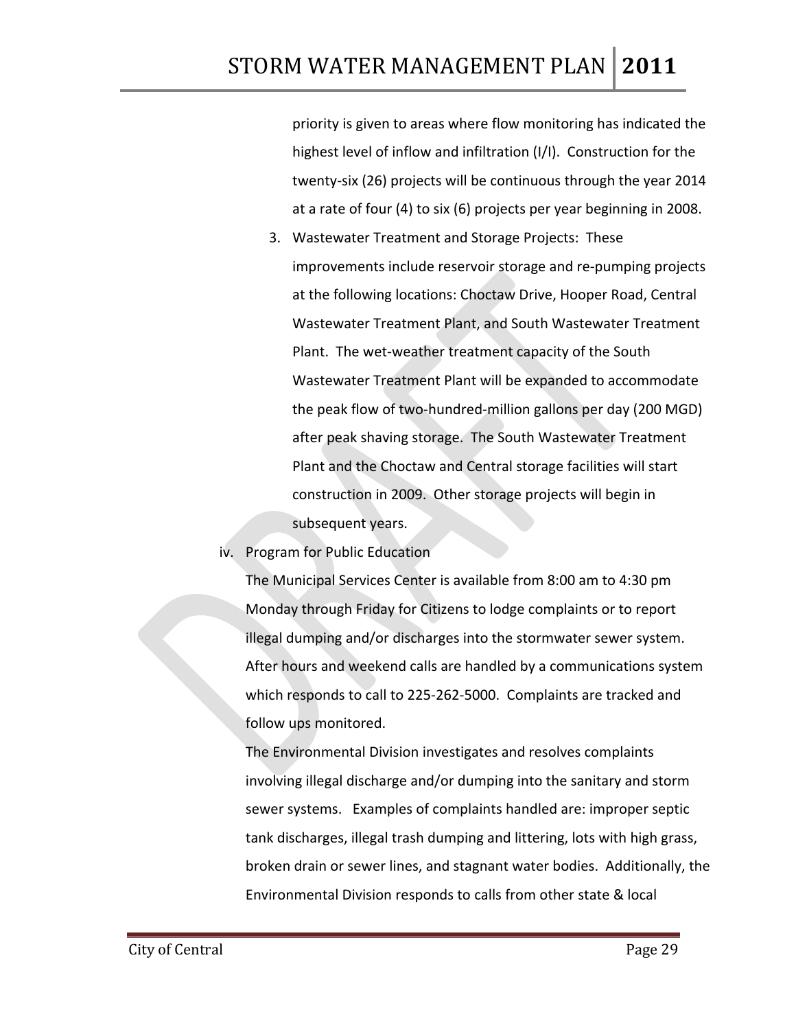priority is given to areas where flow monitoring has indicated the highest level of inflow and infiltration (I/I). Construction for the twenty-six (26) projects will be continuous through the year 2014 at a rate of four (4) to six (6) projects per year beginning in 2008.

3. Wastewater Treatment and Storage Projects: These improvements include reservoir storage and re-pumping projects at the following locations: Choctaw Drive, Hooper Road, Central Wastewater Treatment Plant, and South Wastewater Treatment Plant. The wet-weather treatment capacity of the South Wastewater Treatment Plant will be expanded to accommodate the peak flow of two-hundred-million gallons per day (200 MGD) after peak shaving storage. The South Wastewater Treatment Plant and the Choctaw and Central storage facilities will start construction in 2009. Other storage projects will begin in subsequent years.

iv. Program for Public Education

The Municipal Services Center is available from 8:00 am to 4:30 pm Monday through Friday for Citizens to lodge complaints or to report illegal dumping and/or discharges into the stormwater sewer system. After hours and weekend calls are handled by a communications system which responds to call to 225-262-5000. Complaints are tracked and follow ups monitored.

The Environmental Division investigates and resolves complaints involving illegal discharge and/or dumping into the sanitary and storm sewer systems. Examples of complaints handled are: improper septic tank discharges, illegal trash dumping and littering, lots with high grass, broken drain or sewer lines, and stagnant water bodies. Additionally, the Environmental Division responds to calls from other state & local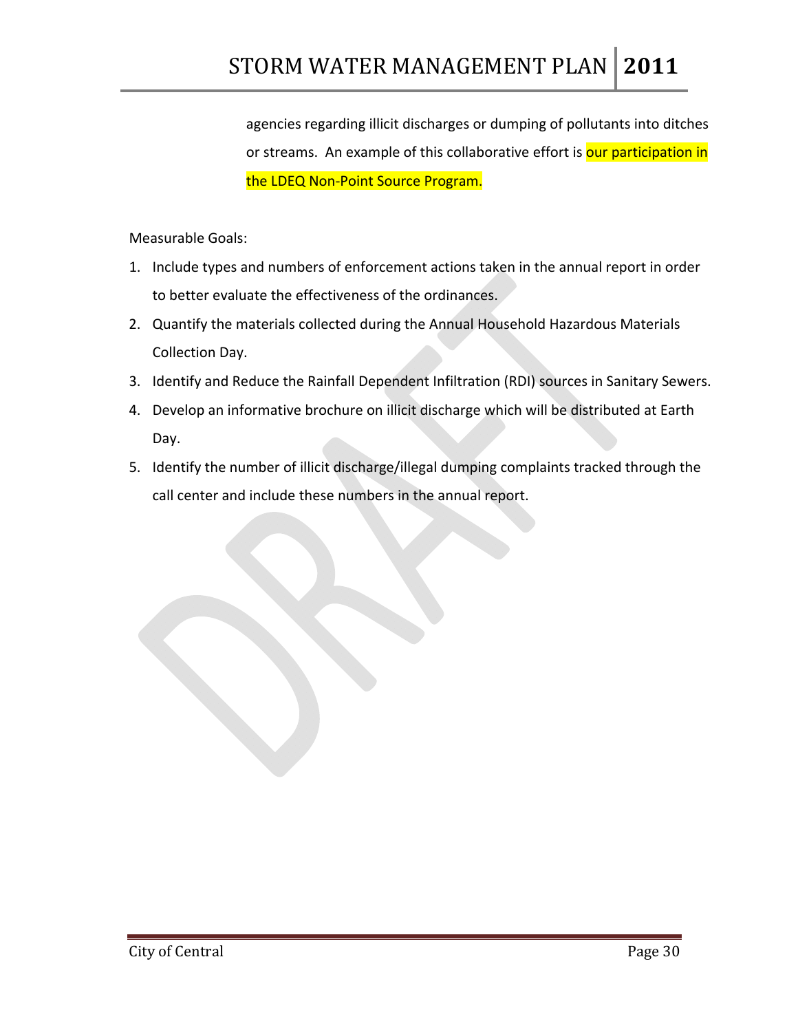agencies regarding illicit discharges or dumping of pollutants into ditches or streams. An example of this collaborative effort is our participation in the LDEQ Non-Point Source Program.

Measurable Goals:

1. Include types and numbers of enforcement actions taken in the annual report in order to better evaluate the effectiveness of the ordinances.
2. Quantify the materials collected during the Annual Household Hazardous Materials Collection Day.
3. Identify and Reduce the Rainfall Dependent Infiltration (RDI) sources in Sanitary Sewers.
4. Develop an informative brochure on illicit discharge which will be distributed at Earth Day.
5. Identify the number of illicit discharge/illegal dumping complaints tracked through the call center and include these numbers in the annual report.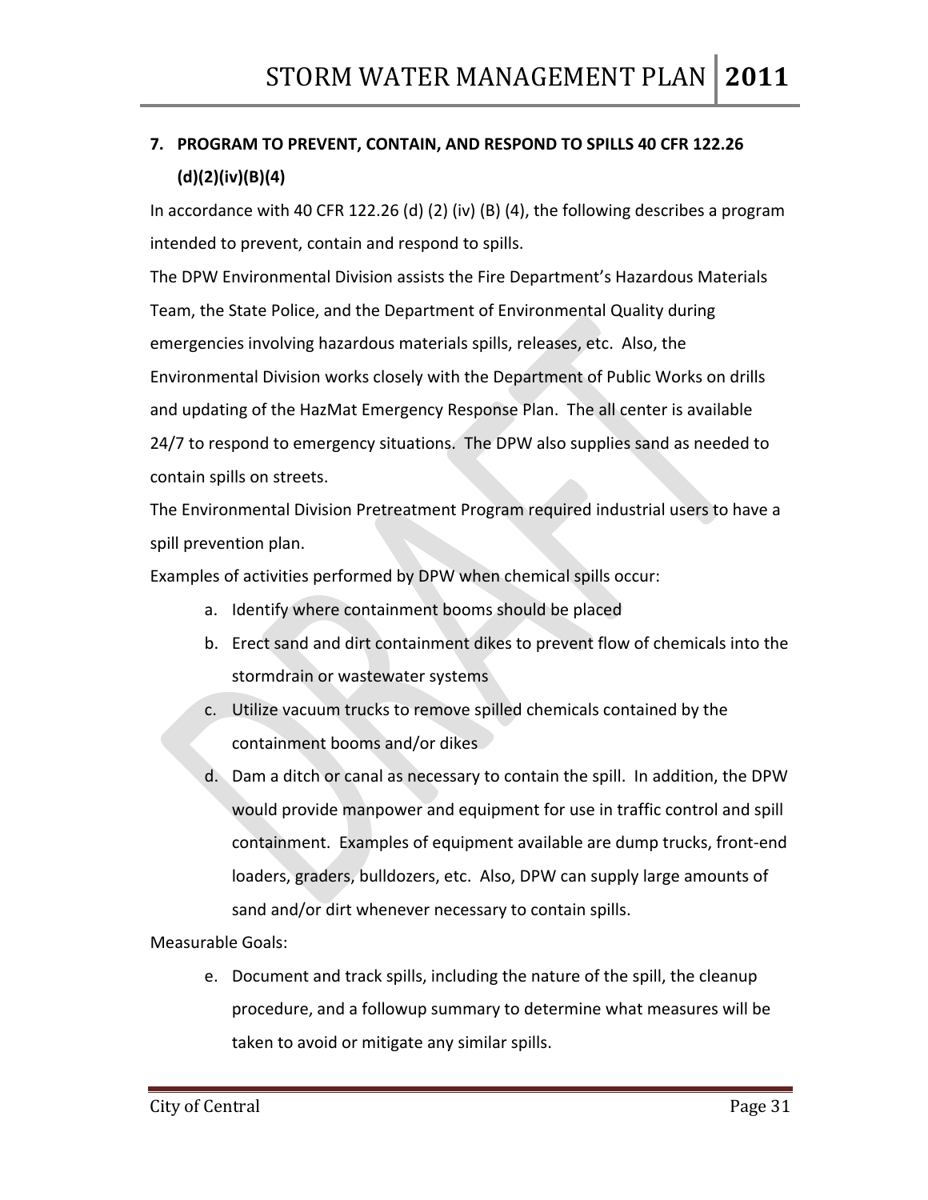## 7. PROGRAM TO PREVENT, CONTAIN, AND RESPOND TO SPILLS 40 CFR 122.26 (d)(2)(iv)(B)(4)

In accordance with 40 CFR 122.26 (d) (2) (iv) (B) (4), the following describes a program intended to prevent, contain and respond to spills.

The DPW Environmental Division assists the Fire Department's Hazardous Materials Team, the State Police, and the Department of Environmental Quality during emergencies involving hazardous materials spills, releases, etc. Also, the Environmental Division works closely with the Department of Public Works on drills and updating of the HazMat Emergency Response Plan. The all center is available 24/7 to respond to emergency situations. The DPW also supplies sand as needed to contain spills on streets.

The Environmental Division Pretreatment Program required industrial users to have a spill prevention plan.

Examples of activities performed by DPW when chemical spills occur:

a. Identify where containment booms should be placed
b. Erect sand and dirt containment dikes to prevent flow of chemicals into the stormdrain or wastewater systems
c. Utilize vacuum trucks to remove spilled chemicals contained by the containment booms and/or dikes
d. Dam a ditch or canal as necessary to contain the spill. In addition, the DPW would provide manpower and equipment for use in traffic control and spill containment. Examples of equipment available are dump trucks, front-end loaders, graders, bulldozers, etc. Also, DPW can supply large amounts of sand and/or dirt whenever necessary to contain spills.

Measurable Goals:

e. Document and track spills, including the nature of the spill, the cleanup procedure, and a followup summary to determine what measures will be taken to avoid or mitigate any similar spills.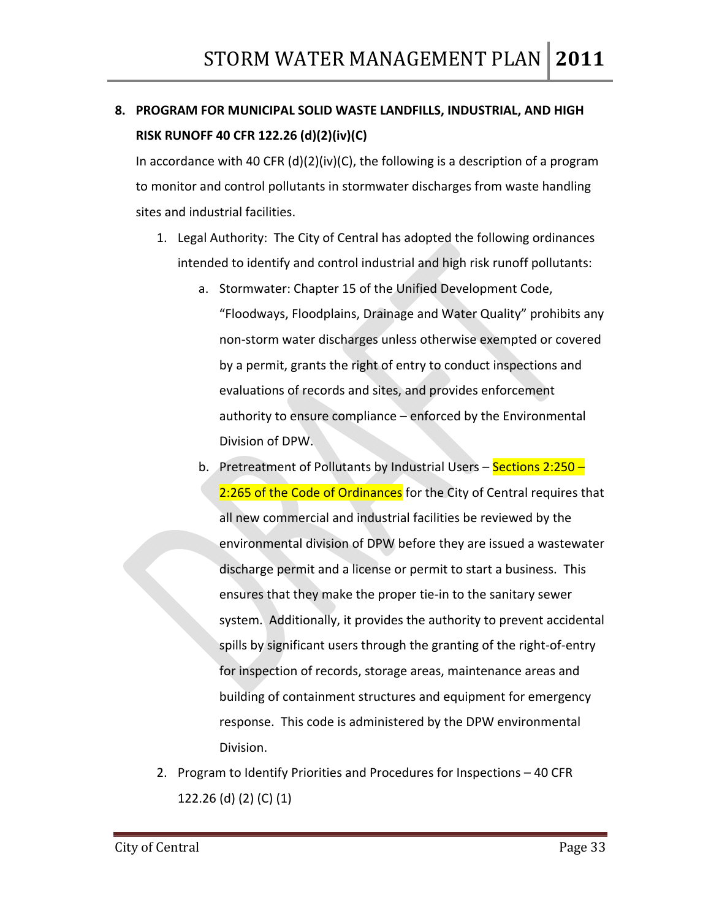## 8. PROGRAM FOR MUNICIPAL SOLID WASTE LANDFILLS, INDUSTRIAL, AND HIGH RISK RUNOFF 40 CFR 122.26 (d)(2)(iv)(C)

In accordance with 40 CFR (d)(2)(iv)(C), the following is a description of a program to monitor and control pollutants in stormwater discharges from waste handling sites and industrial facilities.

1. Legal Authority: The City of Central has adopted the following ordinances intended to identify and control industrial and high risk runoff pollutants:
   a. Stormwater: Chapter 15 of the Unified Development Code, "Floodways, Floodplains, Drainage and Water Quality" prohibits any non-storm water discharges unless otherwise exempted or covered by a permit, grants the right of entry to conduct inspections and evaluations of records and sites, and provides enforcement authority to ensure compliance – enforced by the Environmental Division of DPW.
   b. Pretreatment of Pollutants by Industrial Users – Sections 2:250 – 2:265 of the Code of Ordinances for the City of Central requires that all new commercial and industrial facilities be reviewed by the environmental division of DPW before they are issued a wastewater discharge permit and a license or permit to start a business. This ensures that they make the proper tie-in to the sanitary sewer system. Additionally, it provides the authority to prevent accidental spills by significant users through the granting of the right-of-entry for inspection of records, storage areas, maintenance areas and building of containment structures and equipment for emergency response. This code is administered by the DPW environmental Division.
2. Program to Identify Priorities and Procedures for Inspections – 40 CFR 122.26 (d) (2) (C) (1)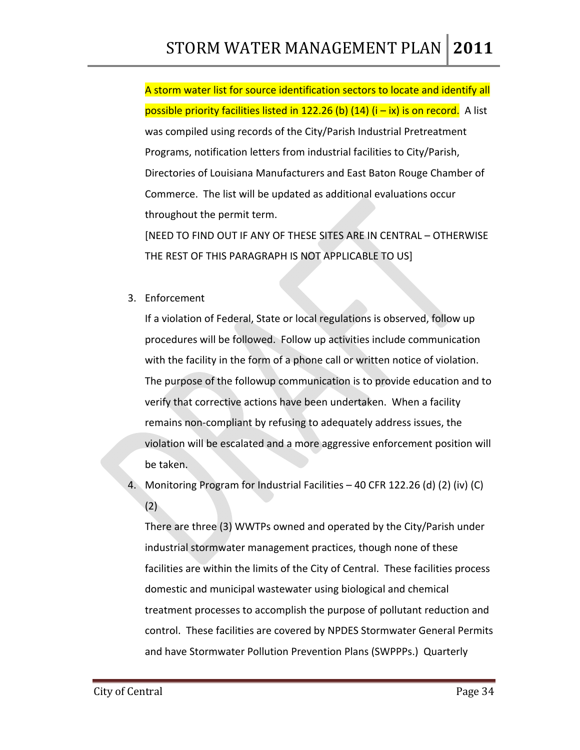A storm water list for source identification sectors to locate and identify all possible priority facilities listed in 122.26 (b) (14) (i – ix) is on record. A list was compiled using records of the City/Parish Industrial Pretreatment Programs, notification letters from industrial facilities to City/Parish, Directories of Louisiana Manufacturers and East Baton Rouge Chamber of Commerce. The list will be updated as additional evaluations occur throughout the permit term.

[NEED TO FIND OUT IF ANY OF THESE SITES ARE IN CENTRAL – OTHERWISE THE REST OF THIS PARAGRAPH IS NOT APPLICABLE TO US]

3. Enforcement

   If a violation of Federal, State or local regulations is observed, follow up procedures will be followed. Follow up activities include communication with the facility in the form of a phone call or written notice of violation. The purpose of the followup communication is to provide education and to verify that corrective actions have been undertaken. When a facility remains non-compliant by refusing to adequately address issues, the violation will be escalated and a more aggressive enforcement position will be taken.

4. Monitoring Program for Industrial Facilities – 40 CFR 122.26 (d) (2) (iv) (C) (2)

   There are three (3) WWTPs owned and operated by the City/Parish under industrial stormwater management practices, though none of these facilities are within the limits of the City of Central. These facilities process domestic and municipal wastewater using biological and chemical treatment processes to accomplish the purpose of pollutant reduction and control. These facilities are covered by NPDES Stormwater General Permits and have Stormwater Pollution Prevention Plans (SWPPPs.) Quarterly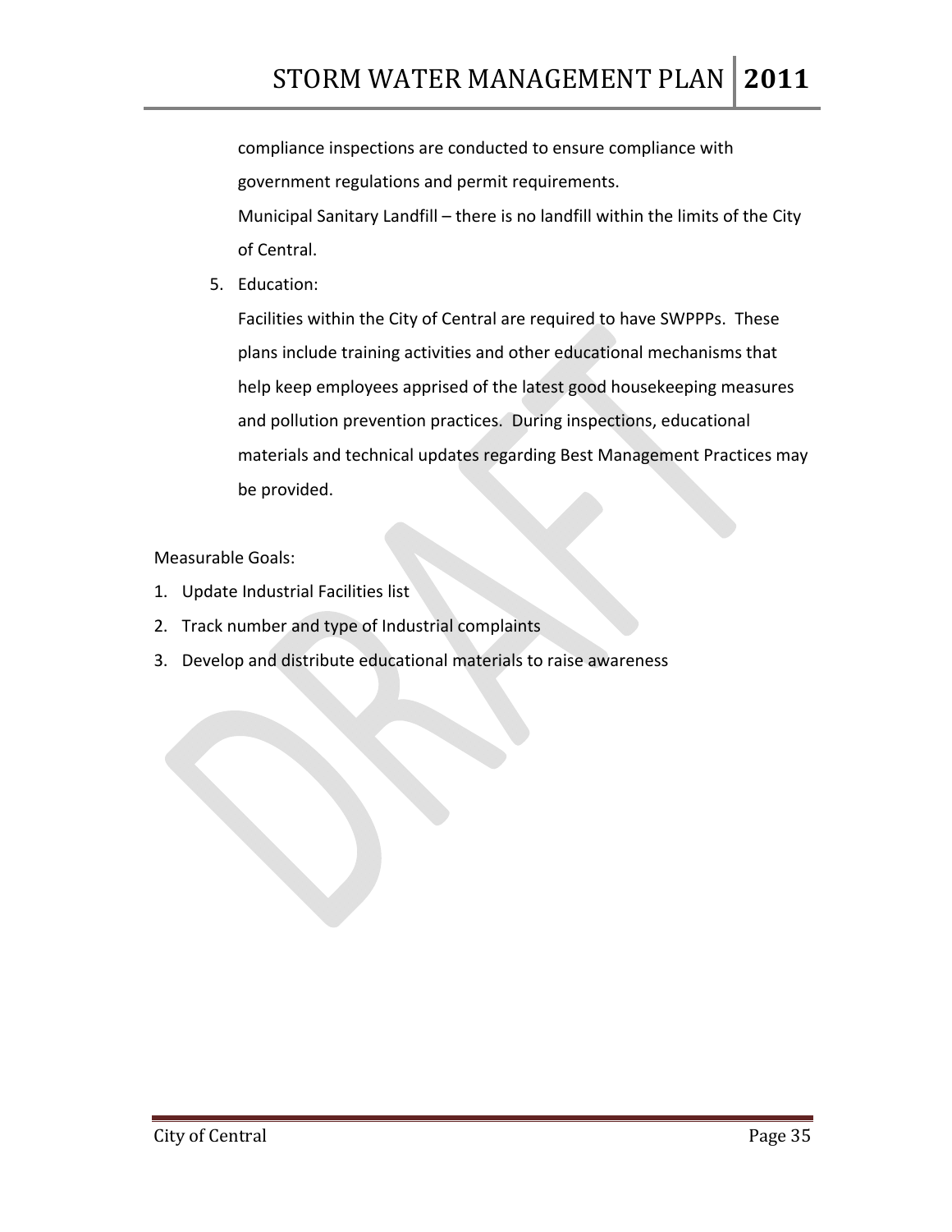compliance inspections are conducted to ensure compliance with government regulations and permit requirements.

Municipal Sanitary Landfill – there is no landfill within the limits of the City of Central.

5. Education:

   Facilities within the City of Central are required to have SWPPPs. These plans include training activities and other educational mechanisms that help keep employees apprised of the latest good housekeeping measures and pollution prevention practices. During inspections, educational materials and technical updates regarding Best Management Practices may be provided.

Measurable Goals:

1. Update Industrial Facilities list
2. Track number and type of Industrial complaints
3. Develop and distribute educational materials to raise awareness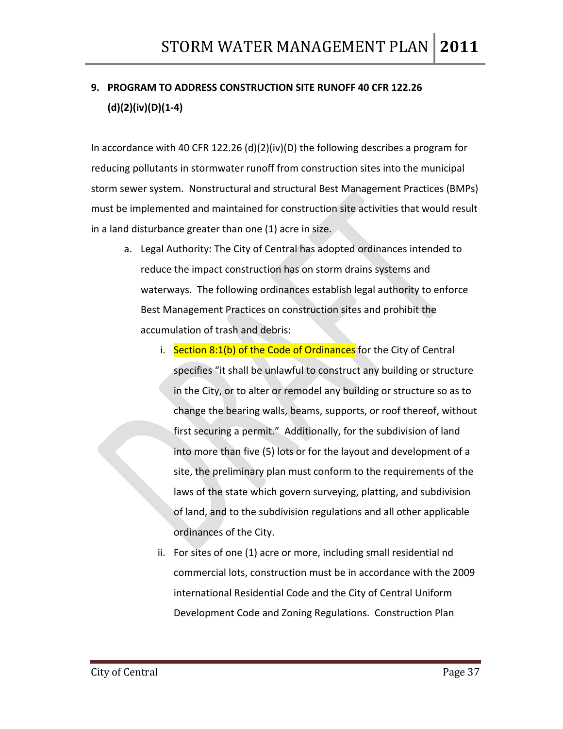## 9. PROGRAM TO ADDRESS CONSTRUCTION SITE RUNOFF 40 CFR 122.26 (d)(2)(iv)(D)(1-4)

In accordance with 40 CFR 122.26 (d)(2)(iv)(D) the following describes a program for reducing pollutants in stormwater runoff from construction sites into the municipal storm sewer system. Nonstructural and structural Best Management Practices (BMPs) must be implemented and maintained for construction site activities that would result in a land disturbance greater than one (1) acre in size.

a. Legal Authority: The City of Central has adopted ordinances intended to reduce the impact construction has on storm drains systems and waterways. The following ordinances establish legal authority to enforce Best Management Practices on construction sites and prohibit the accumulation of trash and debris:

   i. Section 8:1(b) of the Code of Ordinances for the City of Central specifies "it shall be unlawful to construct any building or structure in the City, or to alter or remodel any building or structure so as to change the bearing walls, beams, supports, or roof thereof, without first securing a permit." Additionally, for the subdivision of land into more than five (5) lots or for the layout and development of a site, the preliminary plan must conform to the requirements of the laws of the state which govern surveying, platting, and subdivision of land, and to the subdivision regulations and all other applicable ordinances of the City.

   ii. For sites of one (1) acre or more, including small residential nd commercial lots, construction must be in accordance with the 2009 international Residential Code and the City of Central Uniform Development Code and Zoning Regulations. Construction Plan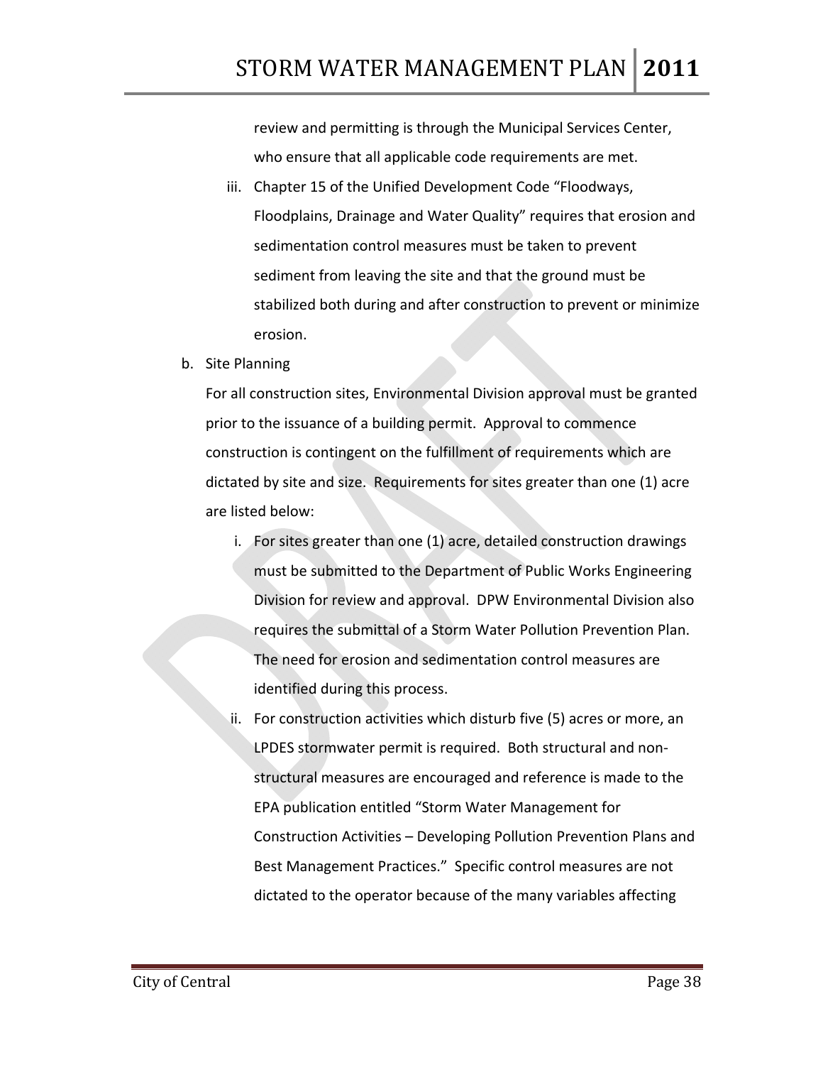review and permitting is through the Municipal Services Center, who ensure that all applicable code requirements are met.

iii. Chapter 15 of the Unified Development Code “Floodways, Floodplains, Drainage and Water Quality” requires that erosion and sedimentation control measures must be taken to prevent sediment from leaving the site and that the ground must be stabilized both during and after construction to prevent or minimize erosion.

b. Site Planning

For all construction sites, Environmental Division approval must be granted prior to the issuance of a building permit. Approval to commence construction is contingent on the fulfillment of requirements which are dictated by site and size. Requirements for sites greater than one (1) acre are listed below:

i. For sites greater than one (1) acre, detailed construction drawings must be submitted to the Department of Public Works Engineering Division for review and approval. DPW Environmental Division also requires the submittal of a Storm Water Pollution Prevention Plan. The need for erosion and sedimentation control measures are identified during this process.

ii. For construction activities which disturb five (5) acres or more, an LPDES stormwater permit is required. Both structural and non-structural measures are encouraged and reference is made to the EPA publication entitled “Storm Water Management for Construction Activities – Developing Pollution Prevention Plans and Best Management Practices.” Specific control measures are not dictated to the operator because of the many variables affecting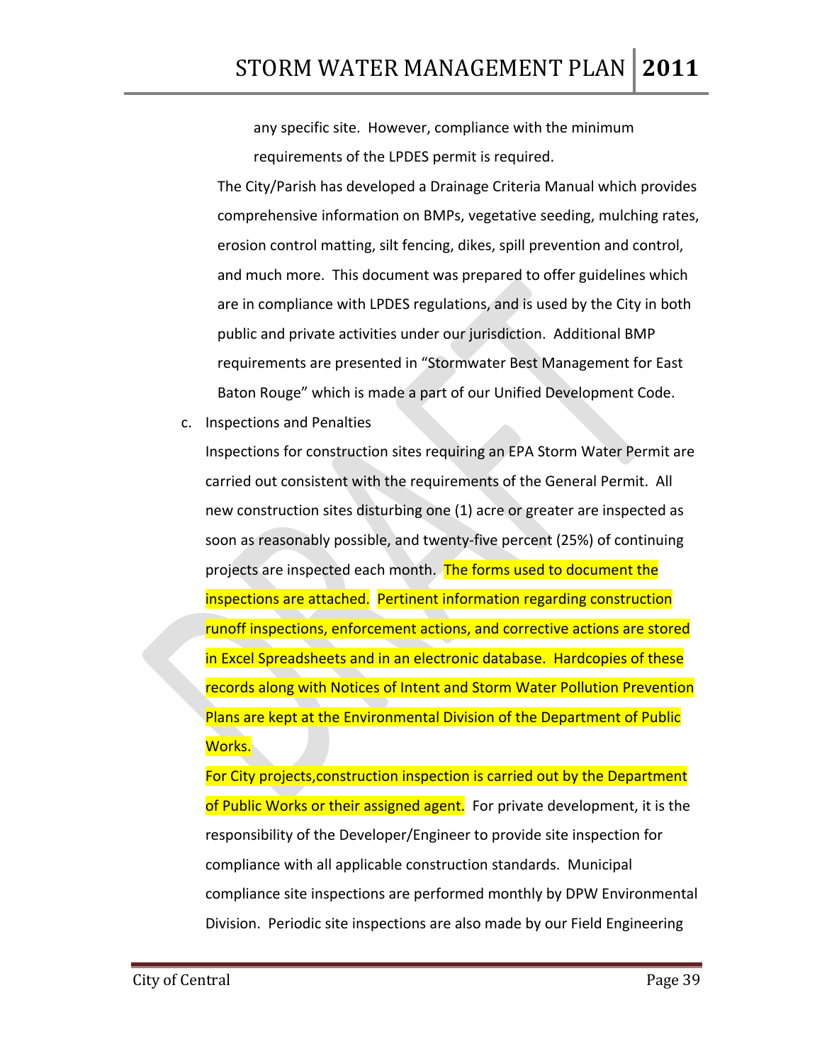any specific site. However, compliance with the minimum requirements of the LPDES permit is required.

The City/Parish has developed a Drainage Criteria Manual which provides comprehensive information on BMPs, vegetative seeding, mulching rates, erosion control matting, silt fencing, dikes, spill prevention and control, and much more. This document was prepared to offer guidelines which are in compliance with LPDES regulations, and is used by the City in both public and private activities under our jurisdiction. Additional BMP requirements are presented in "Stormwater Best Management for East Baton Rouge" which is made a part of our Unified Development Code.

c. Inspections and Penalties

Inspections for construction sites requiring an EPA Storm Water Permit are carried out consistent with the requirements of the General Permit. All new construction sites disturbing one (1) acre or greater are inspected as soon as reasonably possible, and twenty-five percent (25%) of continuing projects are inspected each month. The forms used to document the inspections are attached. Pertinent information regarding construction runoff inspections, enforcement actions, and corrective actions are stored in Excel Spreadsheets and in an electronic database. Hardcopies of these records along with Notices of Intent and Storm Water Pollution Prevention Plans are kept at the Environmental Division of the Department of Public Works.

For City projects,construction inspection is carried out by the Department of Public Works or their assigned agent. For private development, it is the responsibility of the Developer/Engineer to provide site inspection for compliance with all applicable construction standards. Municipal compliance site inspections are performed monthly by DPW Environmental Division. Periodic site inspections are also made by our Field Engineering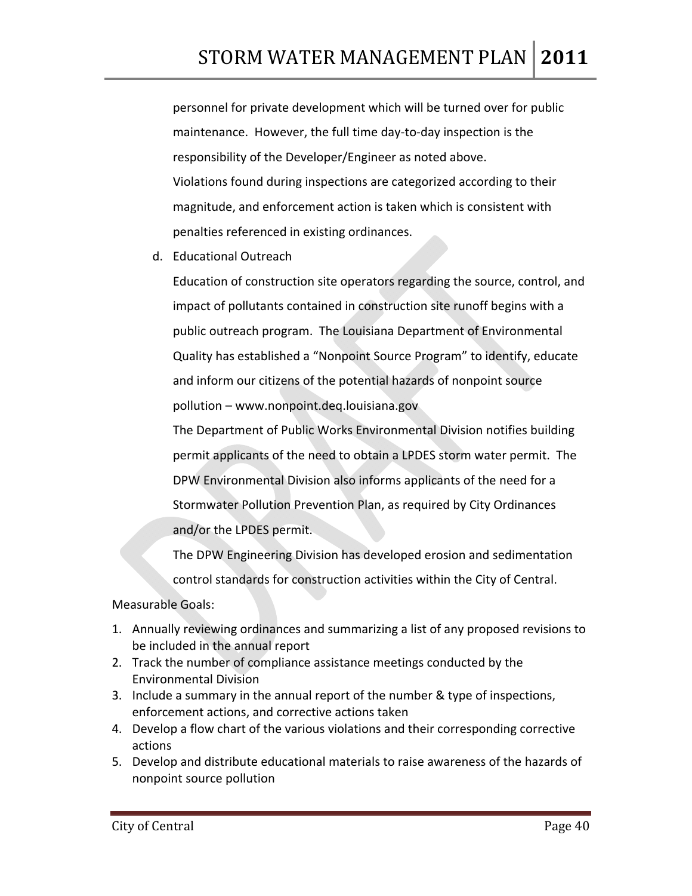personnel for private development which will be turned over for public maintenance. However, the full time day-to-day inspection is the responsibility of the Developer/Engineer as noted above.

Violations found during inspections are categorized according to their magnitude, and enforcement action is taken which is consistent with penalties referenced in existing ordinances.

d. Educational Outreach

Education of construction site operators regarding the source, control, and impact of pollutants contained in construction site runoff begins with a public outreach program. The Louisiana Department of Environmental Quality has established a "Nonpoint Source Program" to identify, educate and inform our citizens of the potential hazards of nonpoint source pollution – www.nonpoint.deq.louisiana.gov

The Department of Public Works Environmental Division notifies building permit applicants of the need to obtain a LPDES storm water permit. The DPW Environmental Division also informs applicants of the need for a Stormwater Pollution Prevention Plan, as required by City Ordinances and/or the LPDES permit.

The DPW Engineering Division has developed erosion and sedimentation control standards for construction activities within the City of Central.

Measurable Goals:

1. Annually reviewing ordinances and summarizing a list of any proposed revisions to be included in the annual report
2. Track the number of compliance assistance meetings conducted by the Environmental Division
3. Include a summary in the annual report of the number & type of inspections, enforcement actions, and corrective actions taken
4. Develop a flow chart of the various violations and their corresponding corrective actions
5. Develop and distribute educational materials to raise awareness of the hazards of nonpoint source pollution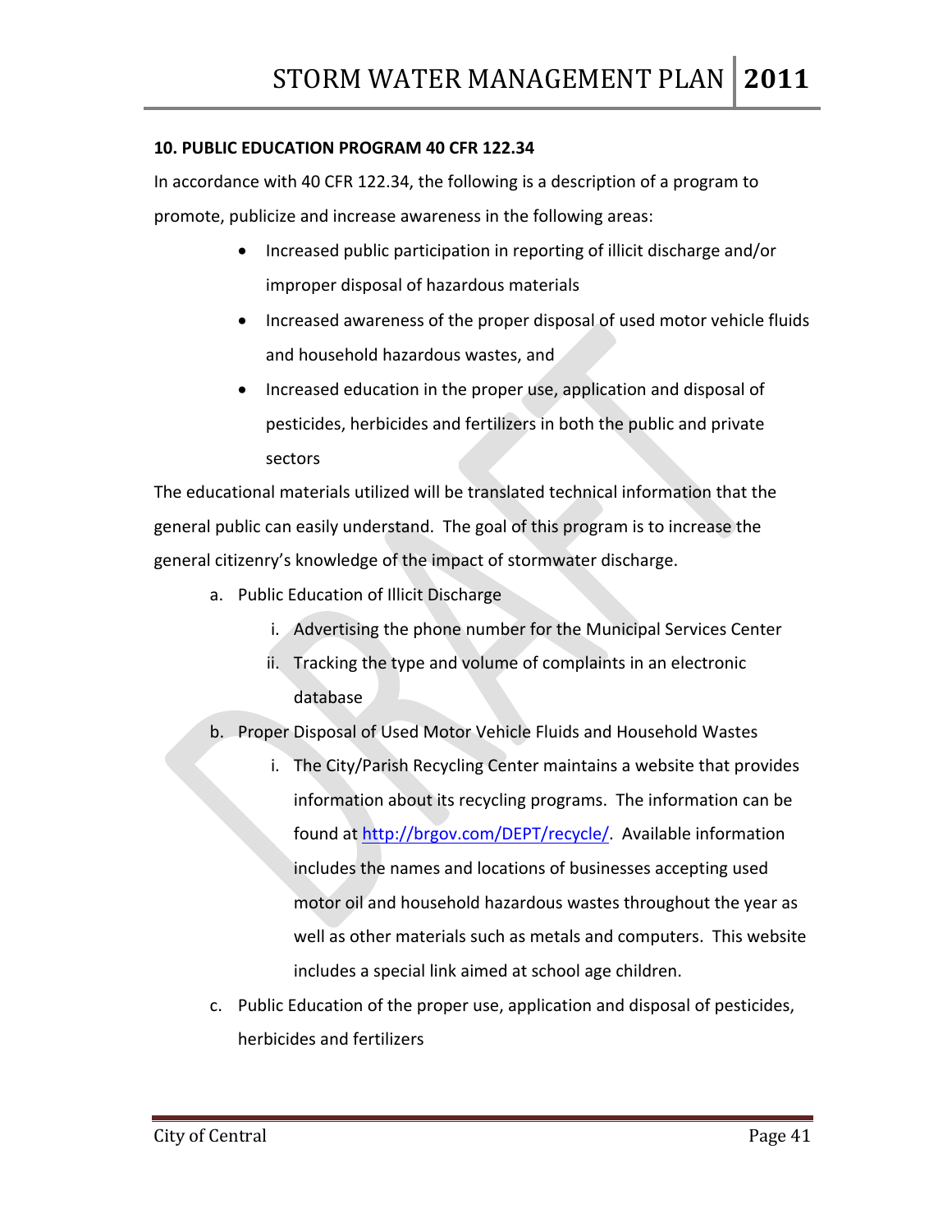**10. PUBLIC EDUCATION PROGRAM 40 CFR 122.34**

In accordance with 40 CFR 122.34, the following is a description of a program to promote, publicize and increase awareness in the following areas:

- Increased public participation in reporting of illicit discharge and/or improper disposal of hazardous materials
- Increased awareness of the proper disposal of used motor vehicle fluids and household hazardous wastes, and
- Increased education in the proper use, application and disposal of pesticides, herbicides and fertilizers in both the public and private sectors

The educational materials utilized will be translated technical information that the general public can easily understand. The goal of this program is to increase the general citizenry's knowledge of the impact of stormwater discharge.

a. Public Education of Illicit Discharge
    i. Advertising the phone number for the Municipal Services Center
    ii. Tracking the type and volume of complaints in an electronic database
b. Proper Disposal of Used Motor Vehicle Fluids and Household Wastes
    i. The City/Parish Recycling Center maintains a website that provides information about its recycling programs. The information can be found at http://brgov.com/DEPT/recycle/. Available information includes the names and locations of businesses accepting used motor oil and household hazardous wastes throughout the year as well as other materials such as metals and computers. This website includes a special link aimed at school age children.
c. Public Education of the proper use, application and disposal of pesticides, herbicides and fertilizers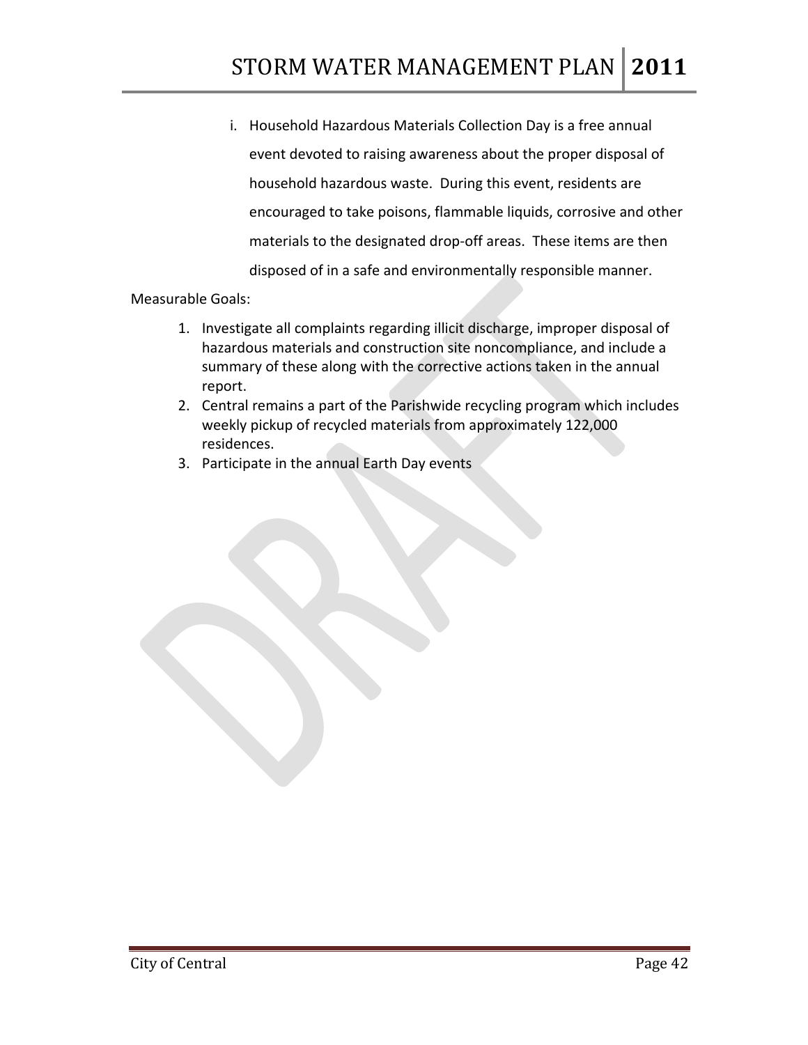i. Household Hazardous Materials Collection Day is a free annual event devoted to raising awareness about the proper disposal of household hazardous waste. During this event, residents are encouraged to take poisons, flammable liquids, corrosive and other materials to the designated drop-off areas. These items are then disposed of in a safe and environmentally responsible manner.

Measurable Goals:

1. Investigate all complaints regarding illicit discharge, improper disposal of hazardous materials and construction site noncompliance, and include a summary of these along with the corrective actions taken in the annual report.
2. Central remains a part of the Parishwide recycling program which includes weekly pickup of recycled materials from approximately 122,000 residences.
3. Participate in the annual Earth Day events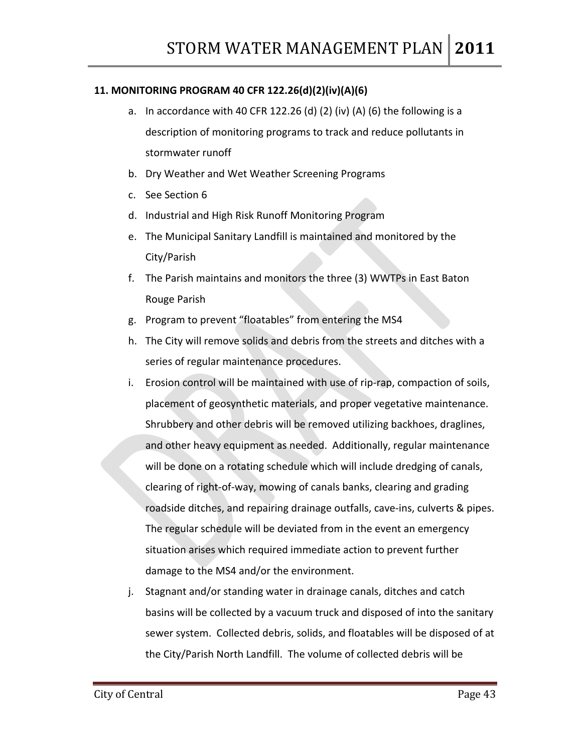## 11. MONITORING PROGRAM 40 CFR 122.26(d)(2)(iv)(A)(6)

a. In accordance with 40 CFR 122.26 (d) (2) (iv) (A) (6) the following is a description of monitoring programs to track and reduce pollutants in stormwater runoff
b. Dry Weather and Wet Weather Screening Programs
c. See Section 6
d. Industrial and High Risk Runoff Monitoring Program
e. The Municipal Sanitary Landfill is maintained and monitored by the City/Parish
f. The Parish maintains and monitors the three (3) WWTPs in East Baton Rouge Parish
g. Program to prevent "floatables" from entering the MS4
h. The City will remove solids and debris from the streets and ditches with a series of regular maintenance procedures.
i. Erosion control will be maintained with use of rip-rap, compaction of soils, placement of geosynthetic materials, and proper vegetative maintenance. Shrubbery and other debris will be removed utilizing backhoes, draglines, and other heavy equipment as needed. Additionally, regular maintenance will be done on a rotating schedule which will include dredging of canals, clearing of right-of-way, mowing of canals banks, clearing and grading roadside ditches, and repairing drainage outfalls, cave-ins, culverts & pipes. The regular schedule will be deviated from in the event an emergency situation arises which required immediate action to prevent further damage to the MS4 and/or the environment.
j. Stagnant and/or standing water in drainage canals, ditches and catch basins will be collected by a vacuum truck and disposed of into the sanitary sewer system. Collected debris, solids, and floatables will be disposed of at the City/Parish North Landfill. The volume of collected debris will be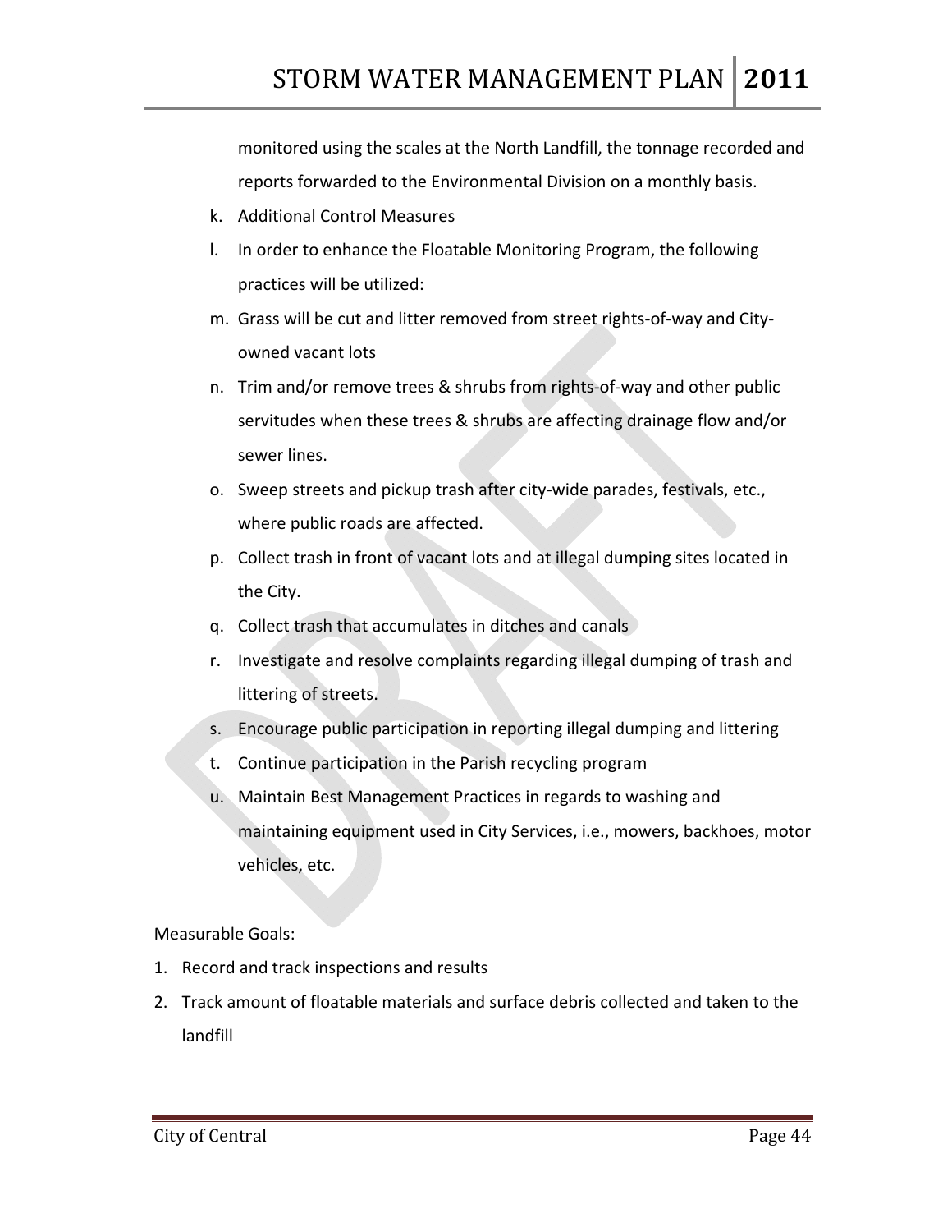monitored using the scales at the North Landfill, the tonnage recorded and reports forwarded to the Environmental Division on a monthly basis.

k. Additional Control Measures
l. In order to enhance the Floatable Monitoring Program, the following practices will be utilized:
m. Grass will be cut and litter removed from street rights-of-way and City-owned vacant lots
n. Trim and/or remove trees & shrubs from rights-of-way and other public servitudes when these trees & shrubs are affecting drainage flow and/or sewer lines.
o. Sweep streets and pickup trash after city-wide parades, festivals, etc., where public roads are affected.
p. Collect trash in front of vacant lots and at illegal dumping sites located in the City.
q. Collect trash that accumulates in ditches and canals
r. Investigate and resolve complaints regarding illegal dumping of trash and littering of streets.
s. Encourage public participation in reporting illegal dumping and littering
t. Continue participation in the Parish recycling program
u. Maintain Best Management Practices in regards to washing and maintaining equipment used in City Services, i.e., mowers, backhoes, motor vehicles, etc.

Measurable Goals:

1. Record and track inspections and results
2. Track amount of floatable materials and surface debris collected and taken to the landfill